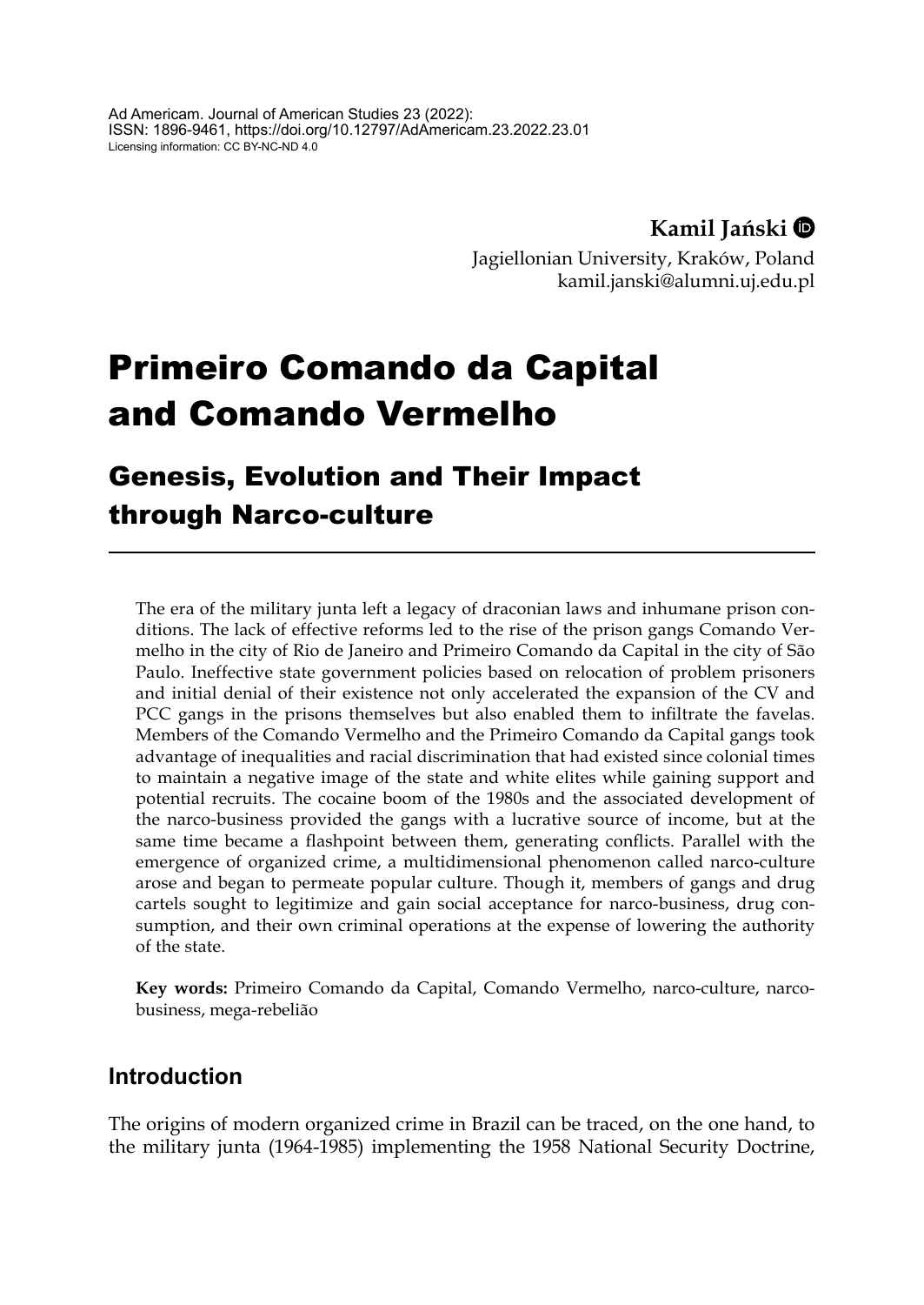Ad Americam. Journal of American Studies 23 (2022):
ISSN: 1896-9461, https://doi.org/10.12797/AdAmericam.23.2022.23.01
Licensing information: CC BY-NC-ND 4.0

**Kamil Jański**
Jagiellonian University, Kraków, Poland
kamil.janski@alumni.uj.edu.pl

# Primeiro Comando da Capital and Comando Vermelho

## Genesis, Evolution and Their Impact through Narco-culture

The era of the military junta left a legacy of draconian laws and inhumane prison conditions. The lack of effective reforms led to the rise of the prison gangs Comando Vermelho in the city of Rio de Janeiro and Primeiro Comando da Capital in the city of São Paulo. Ineffective state government policies based on relocation of problem prisoners and initial denial of their existence not only accelerated the expansion of the CV and PCC gangs in the prisons themselves but also enabled them to infiltrate the favelas. Members of the Comando Vermelho and the Primeiro Comando da Capital gangs took advantage of inequalities and racial discrimination that had existed since colonial times to maintain a negative image of the state and white elites while gaining support and potential recruits. The cocaine boom of the 1980s and the associated development of the narco-business provided the gangs with a lucrative source of income, but at the same time became a flashpoint between them, generating conflicts. Parallel with the emergence of organized crime, a multidimensional phenomenon called narco-culture arose and began to permeate popular culture. Though it, members of gangs and drug cartels sought to legitimize and gain social acceptance for narco-business, drug consumption, and their own criminal operations at the expense of lowering the authority of the state.

**Key words:** Primeiro Comando da Capital, Comando Vermelho, narco-culture, narco-business, mega-rebelião

## Introduction

The origins of modern organized crime in Brazil can be traced, on the one hand, to the military junta (1964-1985) implementing the 1958 National Security Doctrine,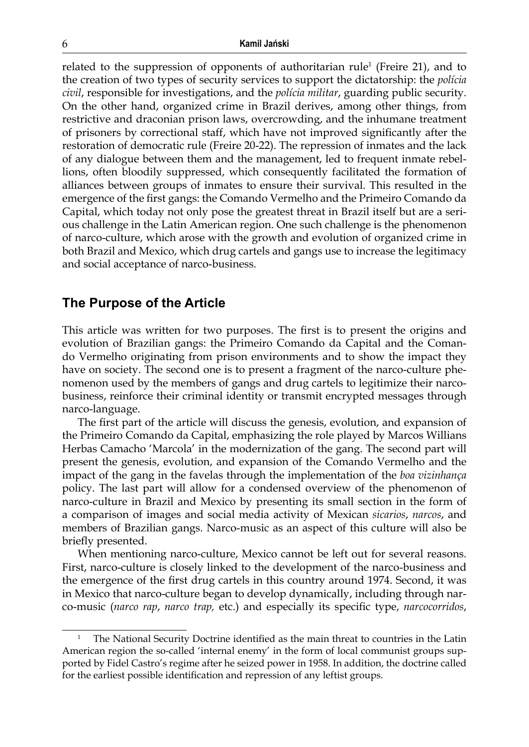related to the suppression of opponents of authoritarian rule[1] (Freire 21), and to the creation of two types of security services to support the dictatorship: the *polícia civil*, responsible for investigations, and the *polícia militar*, guarding public security. On the other hand, organized crime in Brazil derives, among other things, from restrictive and draconian prison laws, overcrowding, and the inhumane treatment of prisoners by correctional staff, which have not improved significantly after the restoration of democratic rule (Freire 20-22). The repression of inmates and the lack of any dialogue between them and the management, led to frequent inmate rebellions, often bloodily suppressed, which consequently facilitated the formation of alliances between groups of inmates to ensure their survival. This resulted in the emergence of the first gangs: the Comando Vermelho and the Primeiro Comando da Capital, which today not only pose the greatest threat in Brazil itself but are a serious challenge in the Latin American region. One such challenge is the phenomenon of narco-culture, which arose with the growth and evolution of organized crime in both Brazil and Mexico, which drug cartels and gangs use to increase the legitimacy and social acceptance of narco-business.

## The Purpose of the Article

This article was written for two purposes. The first is to present the origins and evolution of Brazilian gangs: the Primeiro Comando da Capital and the Comando Vermelho originating from prison environments and to show the impact they have on society. The second one is to present a fragment of the narco-culture phenomenon used by the members of gangs and drug cartels to legitimize their narco-business, reinforce their criminal identity or transmit encrypted messages through narco-language.

The first part of the article will discuss the genesis, evolution, and expansion of the Primeiro Comando da Capital, emphasizing the role played by Marcos Willians Herbas Camacho 'Marcola' in the modernization of the gang. The second part will present the genesis, evolution, and expansion of the Comando Vermelho and the impact of the gang in the favelas through the implementation of the *boa vizinhança* policy. The last part will allow for a condensed overview of the phenomenon of narco-culture in Brazil and Mexico by presenting its small section in the form of a comparison of images and social media activity of Mexican *sicarios*, *narcos*, and members of Brazilian gangs. Narco-music as an aspect of this culture will also be briefly presented.

When mentioning narco-culture, Mexico cannot be left out for several reasons. First, narco-culture is closely linked to the development of the narco-business and the emergence of the first drug cartels in this country around 1974. Second, it was in Mexico that narco-culture began to develop dynamically, including through narco-music (*narco rap*, *narco trap,* etc.) and especially its specific type, *narcocorridos*,

[1] The National Security Doctrine identified as the main threat to countries in the Latin American region the so-called 'internal enemy' in the form of local communist groups supported by Fidel Castro's regime after he seized power in 1958. In addition, the doctrine called for the earliest possible identification and repression of any leftist groups.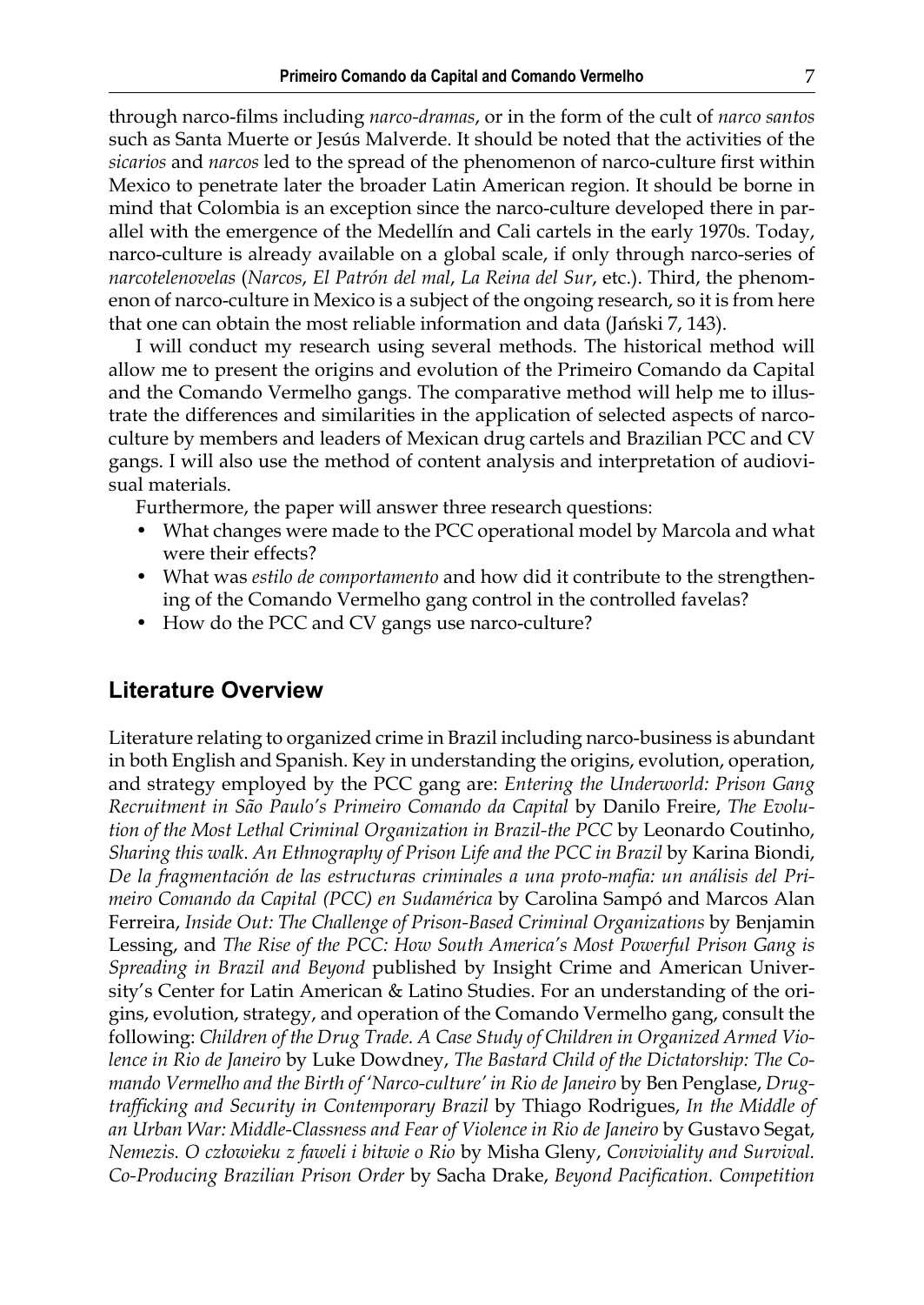through narco-films including *narco-dramas*, or in the form of the cult of *narco santos* such as Santa Muerte or Jesús Malverde. It should be noted that the activities of the *sicarios* and *narcos* led to the spread of the phenomenon of narco-culture first within Mexico to penetrate later the broader Latin American region. It should be borne in mind that Colombia is an exception since the narco-culture developed there in parallel with the emergence of the Medellín and Cali cartels in the early 1970s. Today, narco-culture is already available on a global scale, if only through narco-series of *narcotelenovelas* (*Narcos*, *El Patrón del mal*, *La Reina del Sur*, etc.). Third, the phenomenon of narco-culture in Mexico is a subject of the ongoing research, so it is from here that one can obtain the most reliable information and data (Jański 7, 143).

I will conduct my research using several methods. The historical method will allow me to present the origins and evolution of the Primeiro Comando da Capital and the Comando Vermelho gangs. The comparative method will help me to illustrate the differences and similarities in the application of selected aspects of narco-culture by members and leaders of Mexican drug cartels and Brazilian PCC and CV gangs. I will also use the method of content analysis and interpretation of audiovisual materials.

Furthermore, the paper will answer three research questions:

- What changes were made to the PCC operational model by Marcola and what were their effects?
- What was *estilo de comportamento* and how did it contribute to the strengthening of the Comando Vermelho gang control in the controlled favelas?
- How do the PCC and CV gangs use narco-culture?

## Literature Overview

Literature relating to organized crime in Brazil including narco-business is abundant in both English and Spanish. Key in understanding the origins, evolution, operation, and strategy employed by the PCC gang are: *Entering the Underworld: Prison Gang Recruitment in São Paulo's Primeiro Comando da Capital* by Danilo Freire, *The Evolution of the Most Lethal Criminal Organization in Brazil-the PCC* by Leonardo Coutinho, *Sharing this walk. An Ethnography of Prison Life and the PCC in Brazil* by Karina Biondi, *De la fragmentación de las estructuras criminales a una proto-mafia: un análisis del Primeiro Comando da Capital (PCC) en Sudamérica* by Carolina Sampó and Marcos Alan Ferreira, *Inside Out: The Challenge of Prison-Based Criminal Organizations* by Benjamin Lessing, and *The Rise of the PCC: How South America's Most Powerful Prison Gang is Spreading in Brazil and Beyond* published by Insight Crime and American University's Center for Latin American & Latino Studies. For an understanding of the origins, evolution, strategy, and operation of the Comando Vermelho gang, consult the following: *Children of the Drug Trade. A Case Study of Children in Organized Armed Violence in Rio de Janeiro* by Luke Dowdney, *The Bastard Child of the Dictatorship: The Comando Vermelho and the Birth of 'Narco-culture' in Rio de Janeiro* by Ben Penglase, *Drug-trafficking and Security in Contemporary Brazil* by Thiago Rodrigues, *In the Middle of an Urban War: Middle-Classness and Fear of Violence in Rio de Janeiro* by Gustavo Segat, *Nemezis. O człowieku z faweli i bitwie o Rio* by Misha Gleny, *Conviviality and Survival. Co-Producing Brazilian Prison Order* by Sacha Drake, *Beyond Pacification. Competition*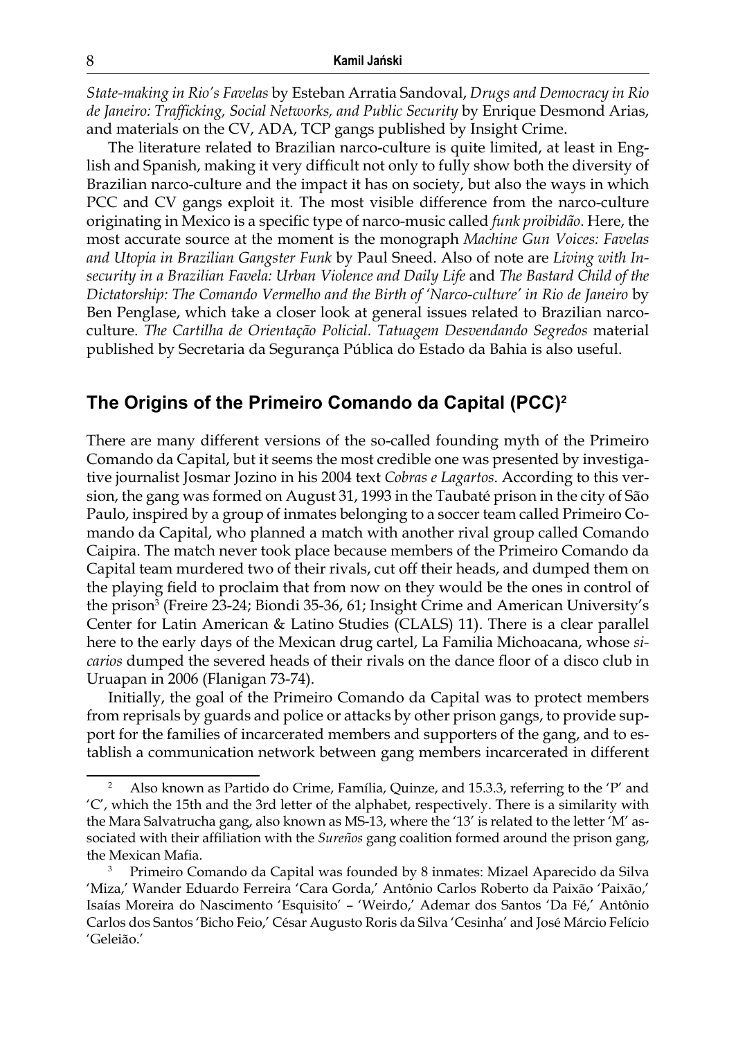*State-making in Rio's Favelas* by Esteban Arratia Sandoval, *Drugs and Democracy in Rio de Janeiro: Trafficking, Social Networks, and Public Security* by Enrique Desmond Arias, and materials on the CV, ADA, TCP gangs published by Insight Crime.

The literature related to Brazilian narco-culture is quite limited, at least in English and Spanish, making it very difficult not only to fully show both the diversity of Brazilian narco-culture and the impact it has on society, but also the ways in which PCC and CV gangs exploit it. The most visible difference from the narco-culture originating in Mexico is a specific type of narco-music called *funk proibidão*. Here, the most accurate source at the moment is the monograph *Machine Gun Voices: Favelas and Utopia in Brazilian Gangster Funk* by Paul Sneed. Also of note are *Living with Insecurity in a Brazilian Favela: Urban Violence and Daily Life* and *The Bastard Child of the Dictatorship: The Comando Vermelho and the Birth of 'Narco-culture' in Rio de Janeiro* by Ben Penglase, which take a closer look at general issues related to Brazilian narco-culture. *The Cartilha de Orientação Policial. Tatuagem Desvendando Segredos* material published by Secretaria da Segurança Pública do Estado da Bahia is also useful.

## The Origins of the Primeiro Comando da Capital (PCC)[2]

There are many different versions of the so-called founding myth of the Primeiro Comando da Capital, but it seems the most credible one was presented by investigative journalist Josmar Jozino in his 2004 text *Cobras e Lagartos*. According to this version, the gang was formed on August 31, 1993 in the Taubaté prison in the city of São Paulo, inspired by a group of inmates belonging to a soccer team called Primeiro Comando da Capital, who planned a match with another rival group called Comando Caipira. The match never took place because members of the Primeiro Comando da Capital team murdered two of their rivals, cut off their heads, and dumped them on the playing field to proclaim that from now on they would be the ones in control of the prison[3] (Freire 23-24; Biondi 35-36, 61; Insight Crime and American University's Center for Latin American & Latino Studies (CLALS) 11). There is a clear parallel here to the early days of the Mexican drug cartel, La Familia Michoacana, whose *sicarios* dumped the severed heads of their rivals on the dance floor of a disco club in Uruapan in 2006 (Flanigan 73-74).

Initially, the goal of the Primeiro Comando da Capital was to protect members from reprisals by guards and police or attacks by other prison gangs, to provide support for the families of incarcerated members and supporters of the gang, and to establish a communication network between gang members incarcerated in different

---

[2] Also known as Partido do Crime, Família, Quinze, and 15.3.3, referring to the 'P' and 'C', which the 15th and the 3rd letter of the alphabet, respectively. There is a similarity with the Mara Salvatrucha gang, also known as MS-13, where the '13' is related to the letter 'M' associated with their affiliation with the *Sureños* gang coalition formed around the prison gang, the Mexican Mafia.

[3] Primeiro Comando da Capital was founded by 8 inmates: Mizael Aparecido da Silva 'Miza,' Wander Eduardo Ferreira 'Cara Gorda,' Antônio Carlos Roberto da Paixão 'Paixão,' Isaías Moreira do Nascimento 'Esquisito' – 'Weirdo,' Ademar dos Santos 'Da Fé,' Antônio Carlos dos Santos 'Bicho Feio,' César Augusto Roris da Silva 'Cesinha' and José Márcio Felício 'Geleião.'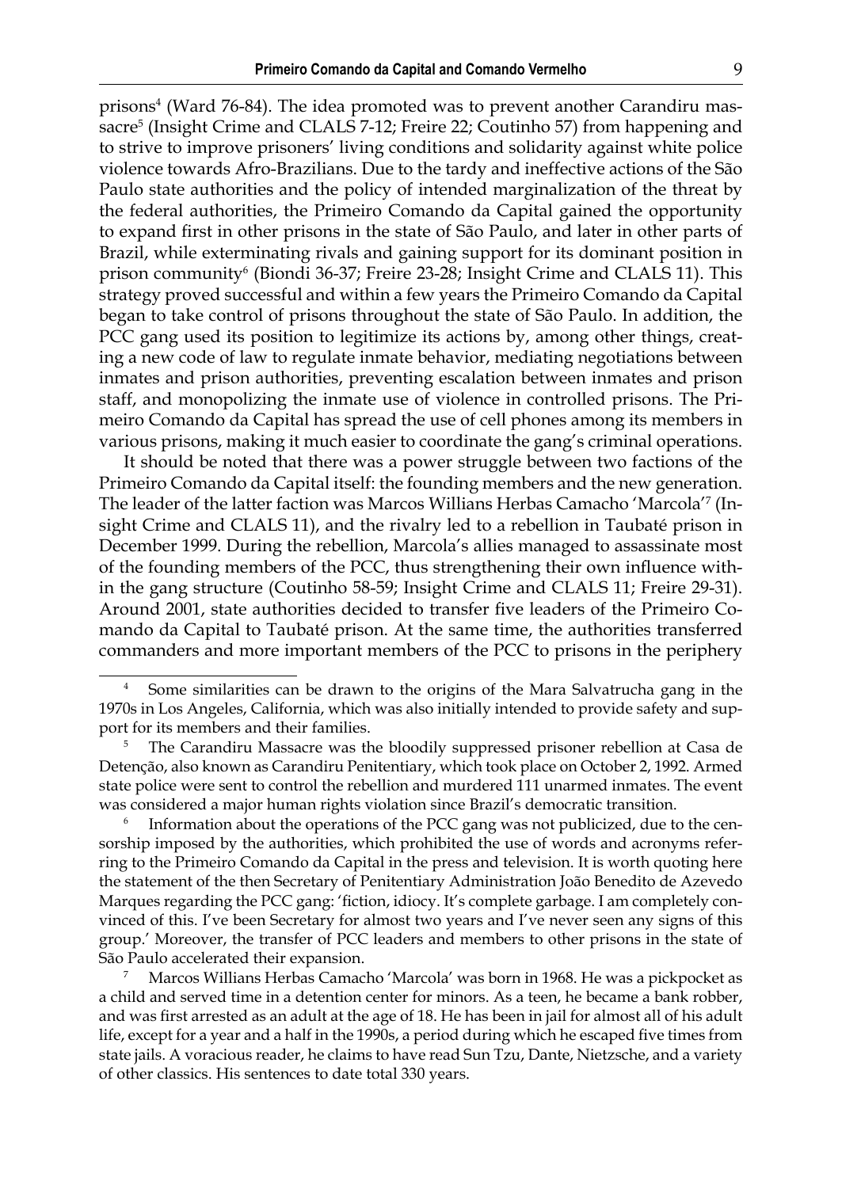prisons[4] (Ward 76-84). The idea promoted was to prevent another Carandiru massacre[5] (Insight Crime and CLALS 7-12; Freire 22; Coutinho 57) from happening and to strive to improve prisoners' living conditions and solidarity against white police violence towards Afro-Brazilians. Due to the tardy and ineffective actions of the São Paulo state authorities and the policy of intended marginalization of the threat by the federal authorities, the Primeiro Comando da Capital gained the opportunity to expand first in other prisons in the state of São Paulo, and later in other parts of Brazil, while exterminating rivals and gaining support for its dominant position in prison community[6] (Biondi 36-37; Freire 23-28; Insight Crime and CLALS 11). This strategy proved successful and within a few years the Primeiro Comando da Capital began to take control of prisons throughout the state of São Paulo. In addition, the PCC gang used its position to legitimize its actions by, among other things, creating a new code of law to regulate inmate behavior, mediating negotiations between inmates and prison authorities, preventing escalation between inmates and prison staff, and monopolizing the inmate use of violence in controlled prisons. The Primeiro Comando da Capital has spread the use of cell phones among its members in various prisons, making it much easier to coordinate the gang's criminal operations.

It should be noted that there was a power struggle between two factions of the Primeiro Comando da Capital itself: the founding members and the new generation. The leader of the latter faction was Marcos Willians Herbas Camacho 'Marcola'[7] (Insight Crime and CLALS 11), and the rivalry led to a rebellion in Taubaté prison in December 1999. During the rebellion, Marcola's allies managed to assassinate most of the founding members of the PCC, thus strengthening their own influence within the gang structure (Coutinho 58-59; Insight Crime and CLALS 11; Freire 29-31). Around 2001, state authorities decided to transfer five leaders of the Primeiro Comando da Capital to Taubaté prison. At the same time, the authorities transferred commanders and more important members of the PCC to prisons in the periphery

---

[4] Some similarities can be drawn to the origins of the Mara Salvatrucha gang in the 1970s in Los Angeles, California, which was also initially intended to provide safety and support for its members and their families.

[5] The Carandiru Massacre was the bloodily suppressed prisoner rebellion at Casa de Detenção, also known as Carandiru Penitentiary, which took place on October 2, 1992. Armed state police were sent to control the rebellion and murdered 111 unarmed inmates. The event was considered a major human rights violation since Brazil's democratic transition.

[6] Information about the operations of the PCC gang was not publicized, due to the censorship imposed by the authorities, which prohibited the use of words and acronyms referring to the Primeiro Comando da Capital in the press and television. It is worth quoting here the statement of the then Secretary of Penitentiary Administration João Benedito de Azevedo Marques regarding the PCC gang: 'fiction, idiocy. It's complete garbage. I am completely convinced of this. I've been Secretary for almost two years and I've never seen any signs of this group.' Moreover, the transfer of PCC leaders and members to other prisons in the state of São Paulo accelerated their expansion.

[7] Marcos Willians Herbas Camacho 'Marcola' was born in 1968. He was a pickpocket as a child and served time in a detention center for minors. As a teen, he became a bank robber, and was first arrested as an adult at the age of 18. He has been in jail for almost all of his adult life, except for a year and a half in the 1990s, a period during which he escaped five times from state jails. A voracious reader, he claims to have read Sun Tzu, Dante, Nietzsche, and a variety of other classics. His sentences to date total 330 years.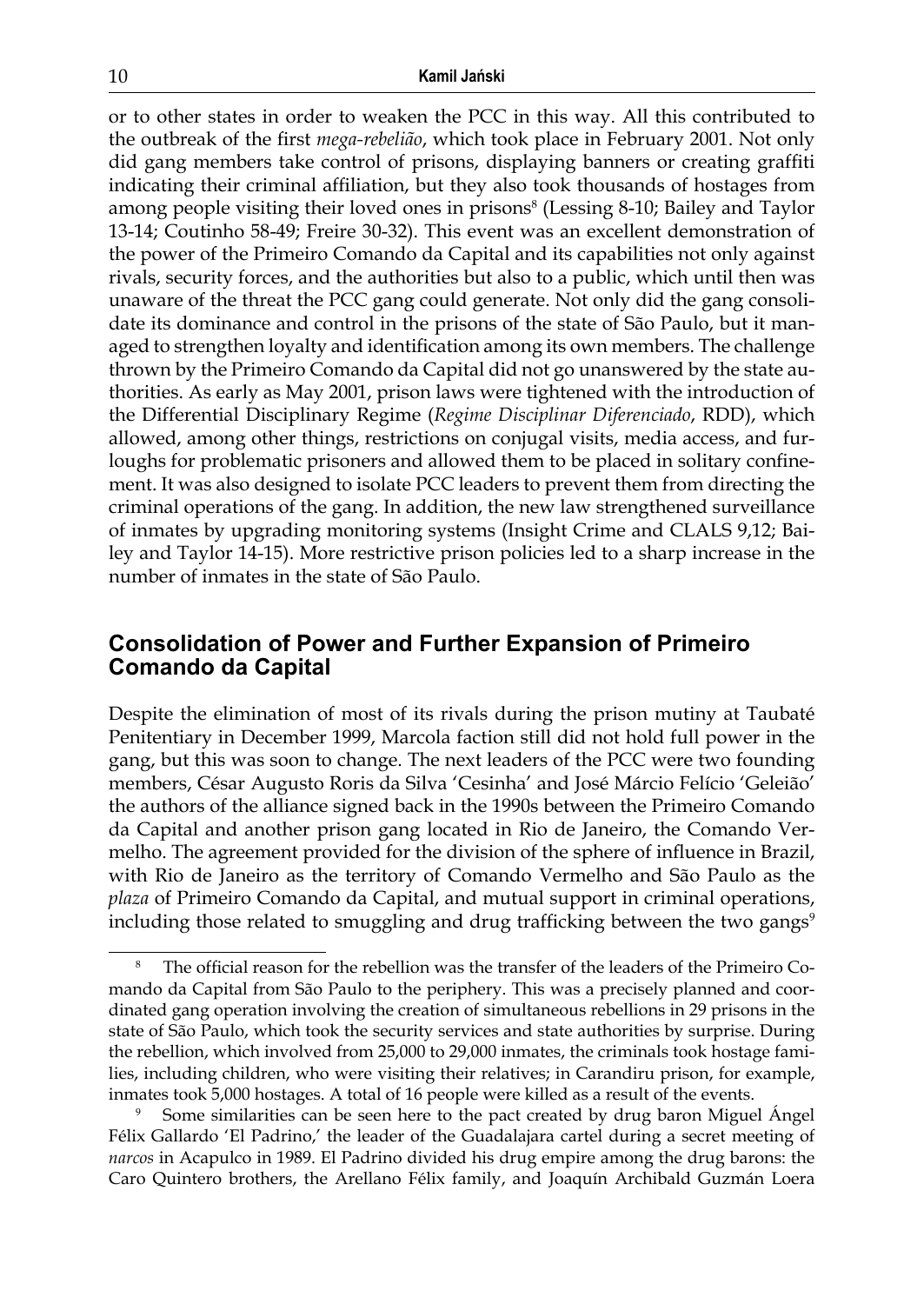or to other states in order to weaken the PCC in this way. All this contributed to the outbreak of the first *mega-rebelião*, which took place in February 2001. Not only did gang members take control of prisons, displaying banners or creating graffiti indicating their criminal affiliation, but they also took thousands of hostages from among people visiting their loved ones in prisons[8] (Lessing 8-10; Bailey and Taylor 13-14; Coutinho 58-49; Freire 30-32). This event was an excellent demonstration of the power of the Primeiro Comando da Capital and its capabilities not only against rivals, security forces, and the authorities but also to a public, which until then was unaware of the threat the PCC gang could generate. Not only did the gang consolidate its dominance and control in the prisons of the state of São Paulo, but it managed to strengthen loyalty and identification among its own members. The challenge thrown by the Primeiro Comando da Capital did not go unanswered by the state authorities. As early as May 2001, prison laws were tightened with the introduction of the Differential Disciplinary Regime (*Regime Disciplinar Diferenciado*, RDD), which allowed, among other things, restrictions on conjugal visits, media access, and furloughs for problematic prisoners and allowed them to be placed in solitary confinement. It was also designed to isolate PCC leaders to prevent them from directing the criminal operations of the gang. In addition, the new law strengthened surveillance of inmates by upgrading monitoring systems (Insight Crime and CLALS 9,12; Bailey and Taylor 14-15). More restrictive prison policies led to a sharp increase in the number of inmates in the state of São Paulo.

## Consolidation of Power and Further Expansion of Primeiro Comando da Capital

Despite the elimination of most of its rivals during the prison mutiny at Taubaté Penitentiary in December 1999, Marcola faction still did not hold full power in the gang, but this was soon to change. The next leaders of the PCC were two founding members, César Augusto Roris da Silva 'Cesinha' and José Márcio Felício 'Geleião' the authors of the alliance signed back in the 1990s between the Primeiro Comando da Capital and another prison gang located in Rio de Janeiro, the Comando Vermelho. The agreement provided for the division of the sphere of influence in Brazil, with Rio de Janeiro as the territory of Comando Vermelho and São Paulo as the *plaza* of Primeiro Comando da Capital, and mutual support in criminal operations, including those related to smuggling and drug trafficking between the two gangs[9]

---

[8] The official reason for the rebellion was the transfer of the leaders of the Primeiro Comando da Capital from São Paulo to the periphery. This was a precisely planned and coordinated gang operation involving the creation of simultaneous rebellions in 29 prisons in the state of São Paulo, which took the security services and state authorities by surprise. During the rebellion, which involved from 25,000 to 29,000 inmates, the criminals took hostage families, including children, who were visiting their relatives; in Carandiru prison, for example, inmates took 5,000 hostages. A total of 16 people were killed as a result of the events.

[9] Some similarities can be seen here to the pact created by drug baron Miguel Ángel Félix Gallardo 'El Padrino,' the leader of the Guadalajara cartel during a secret meeting of *narcos* in Acapulco in 1989. El Padrino divided his drug empire among the drug barons: the Caro Quintero brothers, the Arellano Félix family, and Joaquín Archibald Guzmán Loera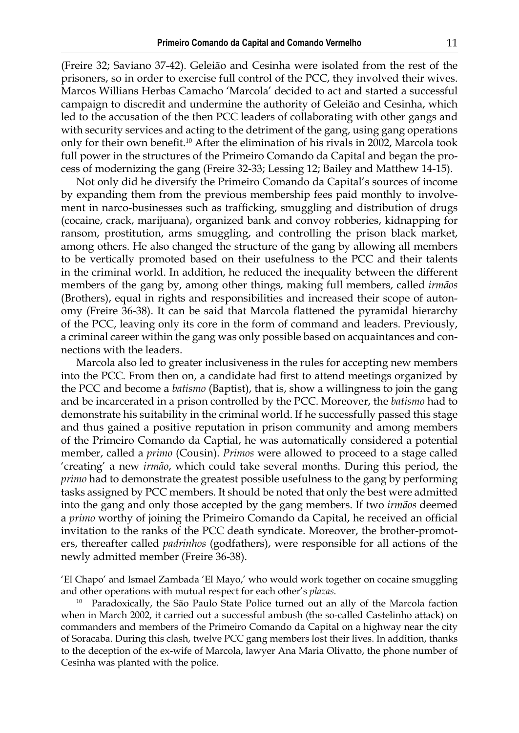(Freire 32; Saviano 37-42). Geleião and Cesinha were isolated from the rest of the prisoners, so in order to exercise full control of the PCC, they involved their wives. Marcos Willians Herbas Camacho 'Marcola' decided to act and started a successful campaign to discredit and undermine the authority of Geleião and Cesinha, which led to the accusation of the then PCC leaders of collaborating with other gangs and with security services and acting to the detriment of the gang, using gang operations only for their own benefit.[10] After the elimination of his rivals in 2002, Marcola took full power in the structures of the Primeiro Comando da Capital and began the process of modernizing the gang (Freire 32-33; Lessing 12; Bailey and Matthew 14-15).

Not only did he diversify the Primeiro Comando da Capital's sources of income by expanding them from the previous membership fees paid monthly to involvement in narco-businesses such as trafficking, smuggling and distribution of drugs (cocaine, crack, marijuana), organized bank and convoy robberies, kidnapping for ransom, prostitution, arms smuggling, and controlling the prison black market, among others. He also changed the structure of the gang by allowing all members to be vertically promoted based on their usefulness to the PCC and their talents in the criminal world. In addition, he reduced the inequality between the different members of the gang by, among other things, making full members, called *irmãos* (Brothers), equal in rights and responsibilities and increased their scope of autonomy (Freire 36-38). It can be said that Marcola flattened the pyramidal hierarchy of the PCC, leaving only its core in the form of command and leaders. Previously, a criminal career within the gang was only possible based on acquaintances and connections with the leaders.

Marcola also led to greater inclusiveness in the rules for accepting new members into the PCC. From then on, a candidate had first to attend meetings organized by the PCC and become a *batismo* (Baptist), that is, show a willingness to join the gang and be incarcerated in a prison controlled by the PCC. Moreover, the *batismo* had to demonstrate his suitability in the criminal world. If he successfully passed this stage and thus gained a positive reputation in prison community and among members of the Primeiro Comando da Captial, he was automatically considered a potential member, called a *primo* (Cousin). *Primos* were allowed to proceed to a stage called 'creating' a new *irmão*, which could take several months. During this period, the *primo* had to demonstrate the greatest possible usefulness to the gang by performing tasks assigned by PCC members. It should be noted that only the best were admitted into the gang and only those accepted by the gang members. If two *irmãos* deemed a *primo* worthy of joining the Primeiro Comando da Capital, he received an official invitation to the ranks of the PCC death syndicate. Moreover, the brother-promoters, thereafter called *padrinhos* (godfathers), were responsible for all actions of the newly admitted member (Freire 36-38).

---

'El Chapo' and Ismael Zambada 'El Mayo,' who would work together on cocaine smuggling and other operations with mutual respect for each other's *plazas*.

[10] Paradoxically, the São Paulo State Police turned out an ally of the Marcola faction when in March 2002, it carried out a successful ambush (the so-called Castelinho attack) on commanders and members of the Primeiro Comando da Capital on a highway near the city of Soracaba. During this clash, twelve PCC gang members lost their lives. In addition, thanks to the deception of the ex-wife of Marcola, lawyer Ana Maria Olivatto, the phone number of Cesinha was planted with the police.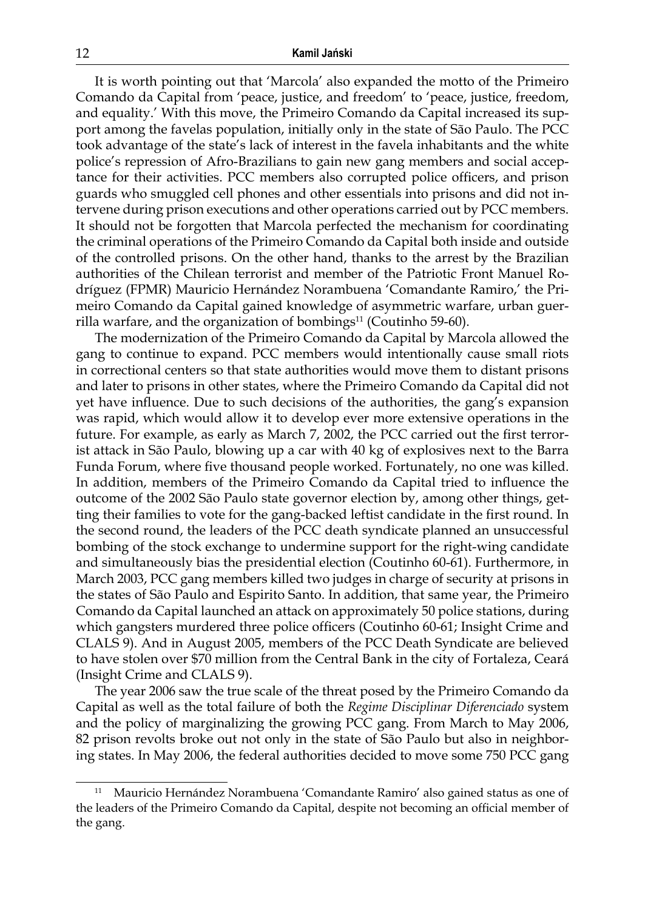It is worth pointing out that 'Marcola' also expanded the motto of the Primeiro Comando da Capital from 'peace, justice, and freedom' to 'peace, justice, freedom, and equality.' With this move, the Primeiro Comando da Capital increased its support among the favelas population, initially only in the state of São Paulo. The PCC took advantage of the state's lack of interest in the favela inhabitants and the white police's repression of Afro-Brazilians to gain new gang members and social acceptance for their activities. PCC members also corrupted police officers, and prison guards who smuggled cell phones and other essentials into prisons and did not intervene during prison executions and other operations carried out by PCC members. It should not be forgotten that Marcola perfected the mechanism for coordinating the criminal operations of the Primeiro Comando da Capital both inside and outside of the controlled prisons. On the other hand, thanks to the arrest by the Brazilian authorities of the Chilean terrorist and member of the Patriotic Front Manuel Rodríguez (FPMR) Mauricio Hernández Norambuena 'Comandante Ramiro,' the Primeiro Comando da Capital gained knowledge of asymmetric warfare, urban guerrilla warfare, and the organization of bombings[11] (Coutinho 59-60).

The modernization of the Primeiro Comando da Capital by Marcola allowed the gang to continue to expand. PCC members would intentionally cause small riots in correctional centers so that state authorities would move them to distant prisons and later to prisons in other states, where the Primeiro Comando da Capital did not yet have influence. Due to such decisions of the authorities, the gang's expansion was rapid, which would allow it to develop ever more extensive operations in the future. For example, as early as March 7, 2002, the PCC carried out the first terrorist attack in São Paulo, blowing up a car with 40 kg of explosives next to the Barra Funda Forum, where five thousand people worked. Fortunately, no one was killed. In addition, members of the Primeiro Comando da Capital tried to influence the outcome of the 2002 São Paulo state governor election by, among other things, getting their families to vote for the gang-backed leftist candidate in the first round. In the second round, the leaders of the PCC death syndicate planned an unsuccessful bombing of the stock exchange to undermine support for the right-wing candidate and simultaneously bias the presidential election (Coutinho 60-61). Furthermore, in March 2003, PCC gang members killed two judges in charge of security at prisons in the states of São Paulo and Espirito Santo. In addition, that same year, the Primeiro Comando da Capital launched an attack on approximately 50 police stations, during which gangsters murdered three police officers (Coutinho 60-61; Insight Crime and CLALS 9). And in August 2005, members of the PCC Death Syndicate are believed to have stolen over $70 million from the Central Bank in the city of Fortaleza, Ceará (Insight Crime and CLALS 9).

The year 2006 saw the true scale of the threat posed by the Primeiro Comando da Capital as well as the total failure of both the *Regime Disciplinar Diferenciado* system and the policy of marginalizing the growing PCC gang. From March to May 2006, 82 prison revolts broke out not only in the state of São Paulo but also in neighboring states. In May 2006, the federal authorities decided to move some 750 PCC gang

---

[11] Mauricio Hernández Norambuena 'Comandante Ramiro' also gained status as one of the leaders of the Primeiro Comando da Capital, despite not becoming an official member of the gang.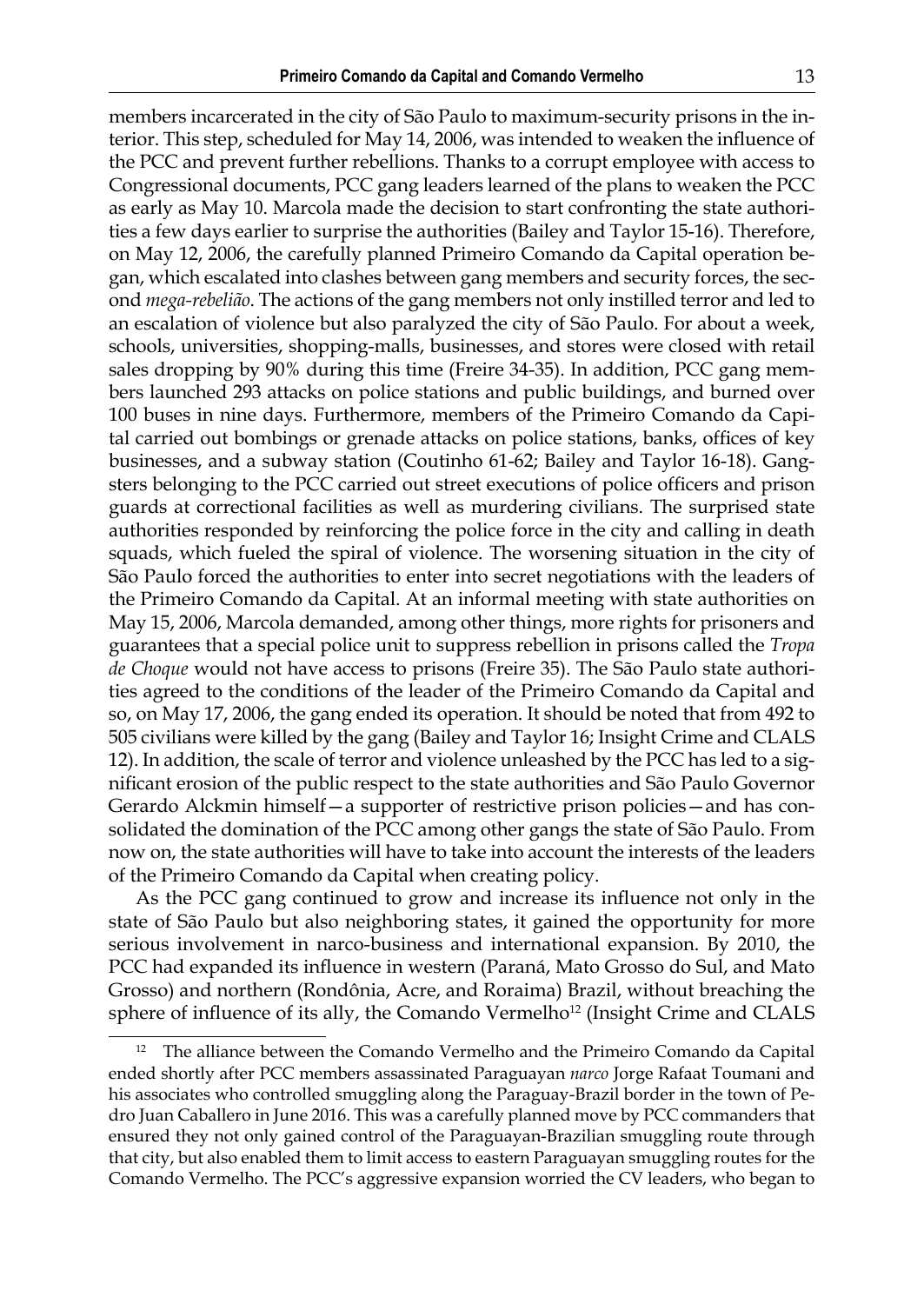members incarcerated in the city of São Paulo to maximum-security prisons in the interior. This step, scheduled for May 14, 2006, was intended to weaken the influence of the PCC and prevent further rebellions. Thanks to a corrupt employee with access to Congressional documents, PCC gang leaders learned of the plans to weaken the PCC as early as May 10. Marcola made the decision to start confronting the state authorities a few days earlier to surprise the authorities (Bailey and Taylor 15-16). Therefore, on May 12, 2006, the carefully planned Primeiro Comando da Capital operation began, which escalated into clashes between gang members and security forces, the second *mega-rebelião*. The actions of the gang members not only instilled terror and led to an escalation of violence but also paralyzed the city of São Paulo. For about a week, schools, universities, shopping-malls, businesses, and stores were closed with retail sales dropping by 90% during this time (Freire 34-35). In addition, PCC gang members launched 293 attacks on police stations and public buildings, and burned over 100 buses in nine days. Furthermore, members of the Primeiro Comando da Capital carried out bombings or grenade attacks on police stations, banks, offices of key businesses, and a subway station (Coutinho 61-62; Bailey and Taylor 16-18). Gangsters belonging to the PCC carried out street executions of police officers and prison guards at correctional facilities as well as murdering civilians. The surprised state authorities responded by reinforcing the police force in the city and calling in death squads, which fueled the spiral of violence. The worsening situation in the city of São Paulo forced the authorities to enter into secret negotiations with the leaders of the Primeiro Comando da Capital. At an informal meeting with state authorities on May 15, 2006, Marcola demanded, among other things, more rights for prisoners and guarantees that a special police unit to suppress rebellion in prisons called the *Tropa de Choque* would not have access to prisons (Freire 35). The São Paulo state authorities agreed to the conditions of the leader of the Primeiro Comando da Capital and so, on May 17, 2006, the gang ended its operation. It should be noted that from 492 to 505 civilians were killed by the gang (Bailey and Taylor 16; Insight Crime and CLALS 12). In addition, the scale of terror and violence unleashed by the PCC has led to a significant erosion of the public respect to the state authorities and São Paulo Governor Gerardo Alckmin himself—a supporter of restrictive prison policies—and has consolidated the domination of the PCC among other gangs the state of São Paulo. From now on, the state authorities will have to take into account the interests of the leaders of the Primeiro Comando da Capital when creating policy.

As the PCC gang continued to grow and increase its influence not only in the state of São Paulo but also neighboring states, it gained the opportunity for more serious involvement in narco-business and international expansion. By 2010, the PCC had expanded its influence in western (Paraná, Mato Grosso do Sul, and Mato Grosso) and northern (Rondônia, Acre, and Roraima) Brazil, without breaching the sphere of influence of its ally, the Comando Vermelho[12] (Insight Crime and CLALS

[12] The alliance between the Comando Vermelho and the Primeiro Comando da Capital ended shortly after PCC members assassinated Paraguayan *narco* Jorge Rafaat Toumani and his associates who controlled smuggling along the Paraguay-Brazil border in the town of Pedro Juan Caballero in June 2016. This was a carefully planned move by PCC commanders that ensured they not only gained control of the Paraguayan-Brazilian smuggling route through that city, but also enabled them to limit access to eastern Paraguayan smuggling routes for the Comando Vermelho. The PCC's aggressive expansion worried the CV leaders, who began to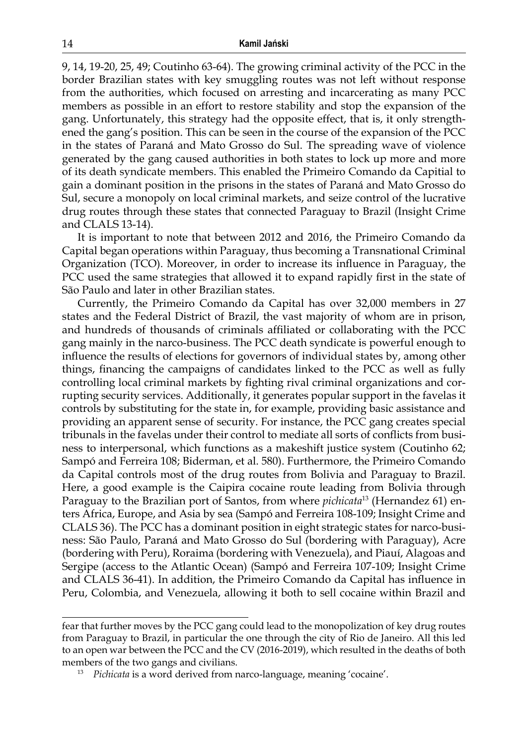9, 14, 19-20, 25, 49; Coutinho 63-64). The growing criminal activity of the PCC in the border Brazilian states with key smuggling routes was not left without response from the authorities, which focused on arresting and incarcerating as many PCC members as possible in an effort to restore stability and stop the expansion of the gang. Unfortunately, this strategy had the opposite effect, that is, it only strengthened the gang's position. This can be seen in the course of the expansion of the PCC in the states of Paraná and Mato Grosso do Sul. The spreading wave of violence generated by the gang caused authorities in both states to lock up more and more of its death syndicate members. This enabled the Primeiro Comando da Capital to gain a dominant position in the prisons in the states of Paraná and Mato Grosso do Sul, secure a monopoly on local criminal markets, and seize control of the lucrative drug routes through these states that connected Paraguay to Brazil (Insight Crime and CLALS 13-14).

It is important to note that between 2012 and 2016, the Primeiro Comando da Capital began operations within Paraguay, thus becoming a Transnational Criminal Organization (TCO). Moreover, in order to increase its influence in Paraguay, the PCC used the same strategies that allowed it to expand rapidly first in the state of São Paulo and later in other Brazilian states.

Currently, the Primeiro Comando da Capital has over 32,000 members in 27 states and the Federal District of Brazil, the vast majority of whom are in prison, and hundreds of thousands of criminals affiliated or collaborating with the PCC gang mainly in the narco-business. The PCC death syndicate is powerful enough to influence the results of elections for governors of individual states by, among other things, financing the campaigns of candidates linked to the PCC as well as fully controlling local criminal markets by fighting rival criminal organizations and corrupting security services. Additionally, it generates popular support in the favelas it controls by substituting for the state in, for example, providing basic assistance and providing an apparent sense of security. For instance, the PCC gang creates special tribunals in the favelas under their control to mediate all sorts of conflicts from business to interpersonal, which functions as a makeshift justice system (Coutinho 62; Sampó and Ferreira 108; Biderman, et al. 580). Furthermore, the Primeiro Comando da Capital controls most of the drug routes from Bolivia and Paraguay to Brazil. Here, a good example is the Caipira cocaine route leading from Bolivia through Paraguay to the Brazilian port of Santos, from where *pichicata*[13] (Hernandez 61) enters Africa, Europe, and Asia by sea (Sampó and Ferreira 108-109; Insight Crime and CLALS 36). The PCC has a dominant position in eight strategic states for narco-business: São Paulo, Paraná and Mato Grosso do Sul (bordering with Paraguay), Acre (bordering with Peru), Roraima (bordering with Venezuela), and Piauí, Alagoas and Sergipe (access to the Atlantic Ocean) (Sampó and Ferreira 107-109; Insight Crime and CLALS 36-41). In addition, the Primeiro Comando da Capital has influence in Peru, Colombia, and Venezuela, allowing it both to sell cocaine within Brazil and

---

fear that further moves by the PCC gang could lead to the monopolization of key drug routes from Paraguay to Brazil, in particular the one through the city of Rio de Janeiro. All this led to an open war between the PCC and the CV (2016-2019), which resulted in the deaths of both members of the two gangs and civilians.

[13] *Pichicata* is a word derived from narco-language, meaning 'cocaine'.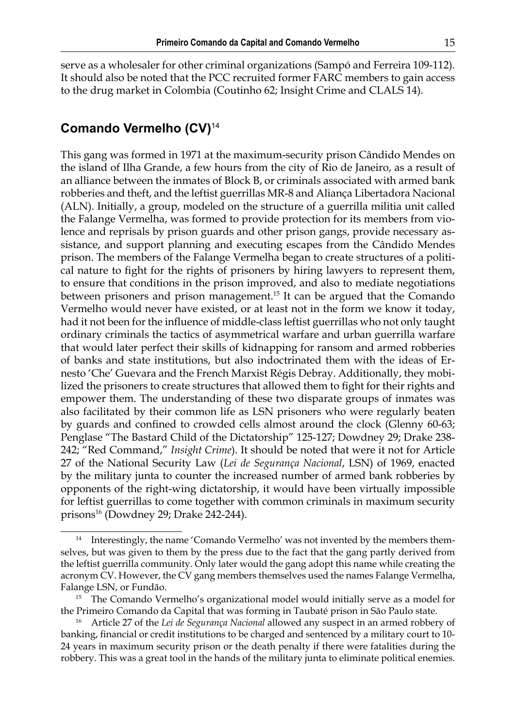serve as a wholesaler for other criminal organizations (Sampó and Ferreira 109-112). It should also be noted that the PCC recruited former FARC members to gain access to the drug market in Colombia (Coutinho 62; Insight Crime and CLALS 14).

## Comando Vermelho (CV)[14]

This gang was formed in 1971 at the maximum-security prison Cândido Mendes on the island of Ilha Grande, a few hours from the city of Rio de Janeiro, as a result of an alliance between the inmates of Block B, or criminals associated with armed bank robberies and theft, and the leftist guerrillas MR-8 and Aliança Libertadora Nacional (ALN). Initially, a group, modeled on the structure of a guerrilla militia unit called the Falange Vermelha, was formed to provide protection for its members from violence and reprisals by prison guards and other prison gangs, provide necessary assistance, and support planning and executing escapes from the Cândido Mendes prison. The members of the Falange Vermelha began to create structures of a political nature to fight for the rights of prisoners by hiring lawyers to represent them, to ensure that conditions in the prison improved, and also to mediate negotiations between prisoners and prison management.[15] It can be argued that the Comando Vermelho would never have existed, or at least not in the form we know it today, had it not been for the influence of middle-class leftist guerrillas who not only taught ordinary criminals the tactics of asymmetrical warfare and urban guerrilla warfare that would later perfect their skills of kidnapping for ransom and armed robberies of banks and state institutions, but also indoctrinated them with the ideas of Ernesto 'Che' Guevara and the French Marxist Régis Debray. Additionally, they mobilized the prisoners to create structures that allowed them to fight for their rights and empower them. The understanding of these two disparate groups of inmates was also facilitated by their common life as LSN prisoners who were regularly beaten by guards and confined to crowded cells almost around the clock (Glenny 60-63; Penglase "The Bastard Child of the Dictatorship" 125-127; Dowdney 29; Drake 238-242; "Red Command," *Insight Crime*). It should be noted that were it not for Article 27 of the National Security Law (*Lei de Segurança Nacional*, LSN) of 1969, enacted by the military junta to counter the increased number of armed bank robberies by opponents of the right-wing dictatorship, it would have been virtually impossible for leftist guerrillas to come together with common criminals in maximum security prisons[16] (Dowdney 29; Drake 242-244).

---

[14] Interestingly, the name 'Comando Vermelho' was not invented by the members themselves, but was given to them by the press due to the fact that the gang partly derived from the leftist guerrilla community. Only later would the gang adopt this name while creating the acronym CV. However, the CV gang members themselves used the names Falange Vermelha, Falange LSN, or Fundão.

[15] The Comando Vermelho's organizational model would initially serve as a model for the Primeiro Comando da Capital that was forming in Taubaté prison in São Paulo state.

[16] Article 27 of the *Lei de Segurança Nacional* allowed any suspect in an armed robbery of banking, financial or credit institutions to be charged and sentenced by a military court to 10-24 years in maximum security prison or the death penalty if there were fatalities during the robbery. This was a great tool in the hands of the military junta to eliminate political enemies.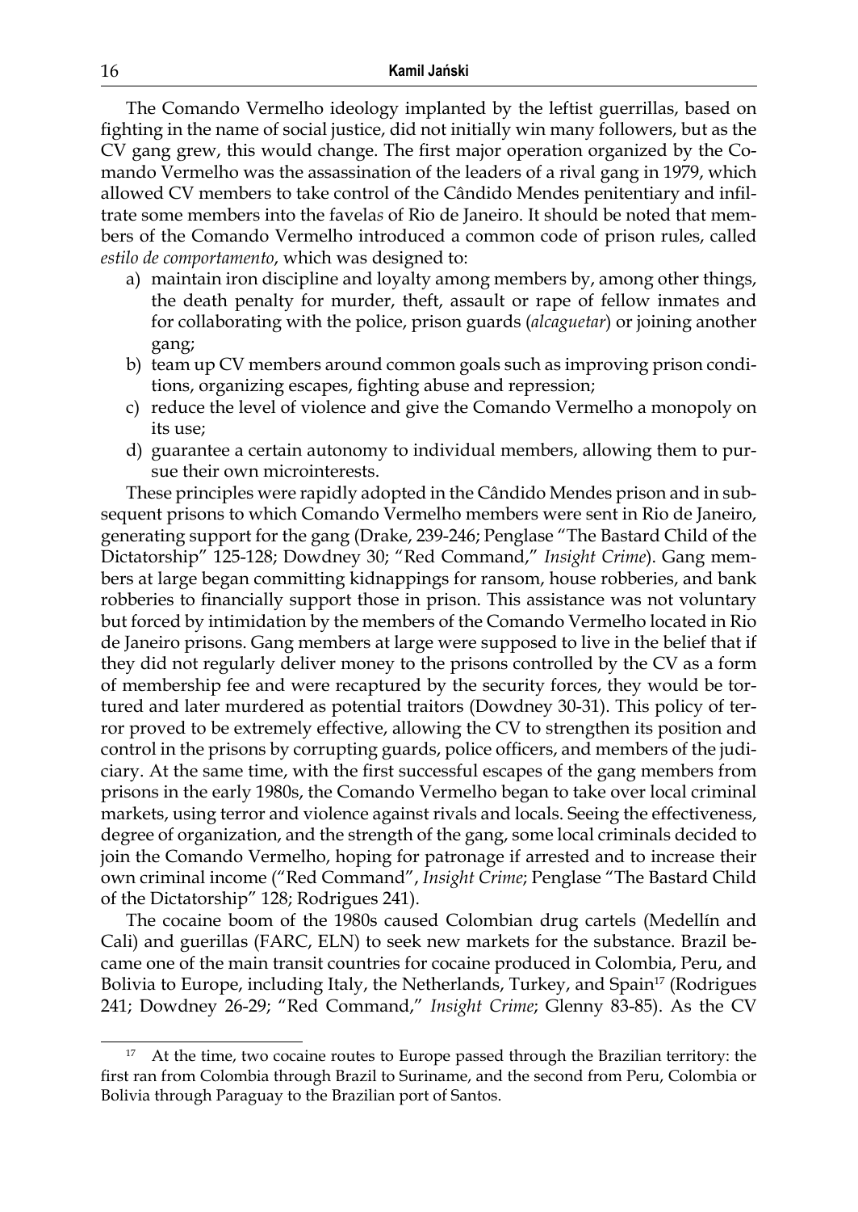The Comando Vermelho ideology implanted by the leftist guerrillas, based on fighting in the name of social justice, did not initially win many followers, but as the CV gang grew, this would change. The first major operation organized by the Comando Vermelho was the assassination of the leaders of a rival gang in 1979, which allowed CV members to take control of the Cândido Mendes penitentiary and infiltrate some members into the favelas of Rio de Janeiro. It should be noted that members of the Comando Vermelho introduced a common code of prison rules, called *estilo de comportamento*, which was designed to:

a) maintain iron discipline and loyalty among members by, among other things, the death penalty for murder, theft, assault or rape of fellow inmates and for collaborating with the police, prison guards (*alcaguetar*) or joining another gang;
b) team up CV members around common goals such as improving prison conditions, organizing escapes, fighting abuse and repression;
c) reduce the level of violence and give the Comando Vermelho a monopoly on its use;
d) guarantee a certain autonomy to individual members, allowing them to pursue their own microinterests.

These principles were rapidly adopted in the Cândido Mendes prison and in subsequent prisons to which Comando Vermelho members were sent in Rio de Janeiro, generating support for the gang (Drake, 239-246; Penglase "The Bastard Child of the Dictatorship" 125-128; Dowdney 30; "Red Command," *Insight Crime*). Gang members at large began committing kidnappings for ransom, house robberies, and bank robberies to financially support those in prison. This assistance was not voluntary but forced by intimidation by the members of the Comando Vermelho located in Rio de Janeiro prisons. Gang members at large were supposed to live in the belief that if they did not regularly deliver money to the prisons controlled by the CV as a form of membership fee and were recaptured by the security forces, they would be tortured and later murdered as potential traitors (Dowdney 30-31). This policy of terror proved to be extremely effective, allowing the CV to strengthen its position and control in the prisons by corrupting guards, police officers, and members of the judiciary. At the same time, with the first successful escapes of the gang members from prisons in the early 1980s, the Comando Vermelho began to take over local criminal markets, using terror and violence against rivals and locals. Seeing the effectiveness, degree of organization, and the strength of the gang, some local criminals decided to join the Comando Vermelho, hoping for patronage if arrested and to increase their own criminal income ("Red Command", *Insight Crime*; Penglase "The Bastard Child of the Dictatorship" 128; Rodrigues 241).

The cocaine boom of the 1980s caused Colombian drug cartels (Medellín and Cali) and guerillas (FARC, ELN) to seek new markets for the substance. Brazil became one of the main transit countries for cocaine produced in Colombia, Peru, and Bolivia to Europe, including Italy, the Netherlands, Turkey, and Spain[17] (Rodrigues 241; Dowdney 26-29; "Red Command," *Insight Crime*; Glenny 83-85). As the CV

---

[17] At the time, two cocaine routes to Europe passed through the Brazilian territory: the first ran from Colombia through Brazil to Suriname, and the second from Peru, Colombia or Bolivia through Paraguay to the Brazilian port of Santos.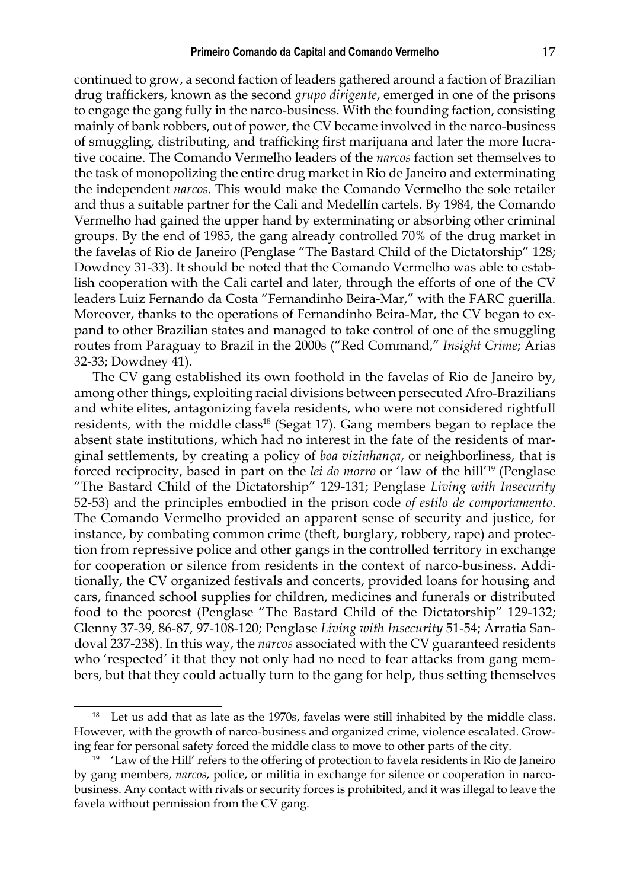continued to grow, a second faction of leaders gathered around a faction of Brazilian drug traffickers, known as the second *grupo dirigente*, emerged in one of the prisons to engage the gang fully in the narco-business. With the founding faction, consisting mainly of bank robbers, out of power, the CV became involved in the narco-business of smuggling, distributing, and trafficking first marijuana and later the more lucrative cocaine. The Comando Vermelho leaders of the *narcos* faction set themselves to the task of monopolizing the entire drug market in Rio de Janeiro and exterminating the independent *narcos*. This would make the Comando Vermelho the sole retailer and thus a suitable partner for the Cali and Medellín cartels. By 1984, the Comando Vermelho had gained the upper hand by exterminating or absorbing other criminal groups. By the end of 1985, the gang already controlled 70% of the drug market in the favelas of Rio de Janeiro (Penglase "The Bastard Child of the Dictatorship" 128; Dowdney 31-33). It should be noted that the Comando Vermelho was able to establish cooperation with the Cali cartel and later, through the efforts of one of the CV leaders Luiz Fernando da Costa "Fernandinho Beira-Mar," with the FARC guerilla. Moreover, thanks to the operations of Fernandinho Beira-Mar, the CV began to expand to other Brazilian states and managed to take control of one of the smuggling routes from Paraguay to Brazil in the 2000s ("Red Command," *Insight Crime*; Arias 32-33; Dowdney 41).

The CV gang established its own foothold in the favela*s* of Rio de Janeiro by, among other things, exploiting racial divisions between persecuted Afro-Brazilians and white elites, antagonizing favela residents, who were not considered rightfull residents, with the middle class[18] (Segat 17). Gang members began to replace the absent state institutions, which had no interest in the fate of the residents of marginal settlements, by creating a policy of *boa vizinhança*, or neighborliness, that is forced reciprocity, based in part on the *lei do morro* or 'law of the hill'[19] (Penglase "The Bastard Child of the Dictatorship" 129-131; Penglase *Living with Insecurity* 52-53) and the principles embodied in the prison code *of estilo de comportamento*. The Comando Vermelho provided an apparent sense of security and justice, for instance, by combating common crime (theft, burglary, robbery, rape) and protection from repressive police and other gangs in the controlled territory in exchange for cooperation or silence from residents in the context of narco-business. Additionally, the CV organized festivals and concerts, provided loans for housing and cars, financed school supplies for children, medicines and funerals or distributed food to the poorest (Penglase "The Bastard Child of the Dictatorship" 129-132; Glenny 37-39, 86-87, 97-108-120; Penglase *Living with Insecurity* 51-54; Arratia Sandoval 237-238). In this way, the *narcos* associated with the CV guaranteed residents who 'respected' it that they not only had no need to fear attacks from gang members, but that they could actually turn to the gang for help, thus setting themselves

---

[18] Let us add that as late as the 1970s, favelas were still inhabited by the middle class. However, with the growth of narco-business and organized crime, violence escalated. Growing fear for personal safety forced the middle class to move to other parts of the city.

[19] 'Law of the Hill' refers to the offering of protection to favela residents in Rio de Janeiro by gang members, *narcos*, police, or militia in exchange for silence or cooperation in narco-business. Any contact with rivals or security forces is prohibited, and it was illegal to leave the favela without permission from the CV gang.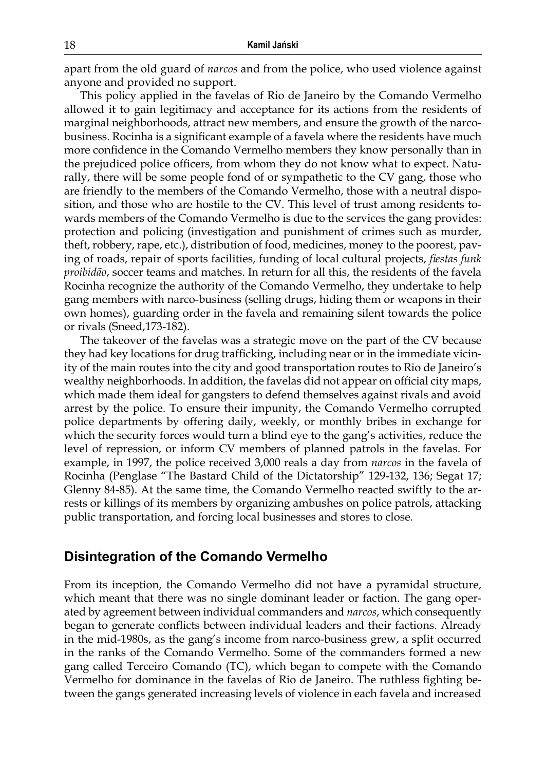apart from the old guard of *narcos* and from the police, who used violence against anyone and provided no support.

This policy applied in the favelas of Rio de Janeiro by the Comando Vermelho allowed it to gain legitimacy and acceptance for its actions from the residents of marginal neighborhoods, attract new members, and ensure the growth of the narco-business. Rocinha is a significant example of a favela where the residents have much more confidence in the Comando Vermelho members they know personally than in the prejudiced police officers, from whom they do not know what to expect. Naturally, there will be some people fond of or sympathetic to the CV gang, those who are friendly to the members of the Comando Vermelho, those with a neutral disposition, and those who are hostile to the CV. This level of trust among residents towards members of the Comando Vermelho is due to the services the gang provides: protection and policing (investigation and punishment of crimes such as murder, theft, robbery, rape, etc.), distribution of food, medicines, money to the poorest, paving of roads, repair of sports facilities, funding of local cultural projects, *fiestas funk proibidão*, soccer teams and matches. In return for all this, the residents of the favela Rocinha recognize the authority of the Comando Vermelho, they undertake to help gang members with narco-business (selling drugs, hiding them or weapons in their own homes), guarding order in the favela and remaining silent towards the police or rivals (Sneed,173-182).

The takeover of the favelas was a strategic move on the part of the CV because they had key locations for drug trafficking, including near or in the immediate vicinity of the main routes into the city and good transportation routes to Rio de Janeiro's wealthy neighborhoods. In addition, the favelas did not appear on official city maps, which made them ideal for gangsters to defend themselves against rivals and avoid arrest by the police. To ensure their impunity, the Comando Vermelho corrupted police departments by offering daily, weekly, or monthly bribes in exchange for which the security forces would turn a blind eye to the gang's activities, reduce the level of repression, or inform CV members of planned patrols in the favelas. For example, in 1997, the police received 3,000 reals a day from *narcos* in the favela of Rocinha (Penglase "The Bastard Child of the Dictatorship" 129-132, 136; Segat 17; Glenny 84-85). At the same time, the Comando Vermelho reacted swiftly to the arrests or killings of its members by organizing ambushes on police patrols, attacking public transportation, and forcing local businesses and stores to close.

## Disintegration of the Comando Vermelho

From its inception, the Comando Vermelho did not have a pyramidal structure, which meant that there was no single dominant leader or faction. The gang operated by agreement between individual commanders and *narcos*, which consequently began to generate conflicts between individual leaders and their factions. Already in the mid-1980s, as the gang's income from narco-business grew, a split occurred in the ranks of the Comando Vermelho. Some of the commanders formed a new gang called Terceiro Comando (TC), which began to compete with the Comando Vermelho for dominance in the favelas of Rio de Janeiro. The ruthless fighting between the gangs generated increasing levels of violence in each favela and increased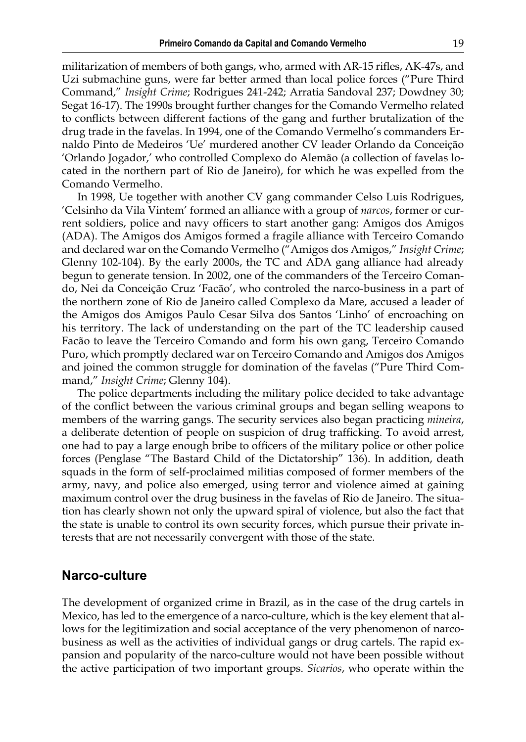militarization of members of both gangs, who, armed with AR-15 rifles, AK-47s, and Uzi submachine guns, were far better armed than local police forces ("Pure Third Command," *Insight Crime*; Rodrigues 241-242; Arratia Sandoval 237; Dowdney 30; Segat 16-17). The 1990s brought further changes for the Comando Vermelho related to conflicts between different factions of the gang and further brutalization of the drug trade in the favelas. In 1994, one of the Comando Vermelho's commanders Ernaldo Pinto de Medeiros 'Ue' murdered another CV leader Orlando da Conceição 'Orlando Jogador,' who controlled Complexo do Alemão (a collection of favelas located in the northern part of Rio de Janeiro), for which he was expelled from the Comando Vermelho.

In 1998, Ue together with another CV gang commander Celso Luis Rodrigues, 'Celsinho da Vila Vintem' formed an alliance with a group of *narcos*, former or current soldiers, police and navy officers to start another gang: Amigos dos Amigos (ADA). The Amigos dos Amigos formed a fragile alliance with Terceiro Comando and declared war on the Comando Vermelho ("Amigos dos Amigos," *Insight Crime*; Glenny 102-104). By the early 2000s, the TC and ADA gang alliance had already begun to generate tension. In 2002, one of the commanders of the Terceiro Comando, Nei da Conceição Cruz 'Facão', who controled the narco-business in a part of the northern zone of Rio de Janeiro called Complexo da Mare, accused a leader of the Amigos dos Amigos Paulo Cesar Silva dos Santos 'Linho' of encroaching on his territory. The lack of understanding on the part of the TC leadership caused Facão to leave the Terceiro Comando and form his own gang, Terceiro Comando Puro, which promptly declared war on Terceiro Comando and Amigos dos Amigos and joined the common struggle for domination of the favelas ("Pure Third Command," *Insight Crime*; Glenny 104).

The police departments including the military police decided to take advantage of the conflict between the various criminal groups and began selling weapons to members of the warring gangs. The security services also began practicing *mineira*, a deliberate detention of people on suspicion of drug trafficking. To avoid arrest, one had to pay a large enough bribe to officers of the military police or other police forces (Penglase "The Bastard Child of the Dictatorship" 136). In addition, death squads in the form of self-proclaimed militias composed of former members of the army, navy, and police also emerged, using terror and violence aimed at gaining maximum control over the drug business in the favelas of Rio de Janeiro. The situation has clearly shown not only the upward spiral of violence, but also the fact that the state is unable to control its own security forces, which pursue their private interests that are not necessarily convergent with those of the state.

## Narco-culture

The development of organized crime in Brazil, as in the case of the drug cartels in Mexico, has led to the emergence of a narco-culture, which is the key element that allows for the legitimization and social acceptance of the very phenomenon of narco-business as well as the activities of individual gangs or drug cartels. The rapid expansion and popularity of the narco-culture would not have been possible without the active participation of two important groups. *Sicarios*, who operate within the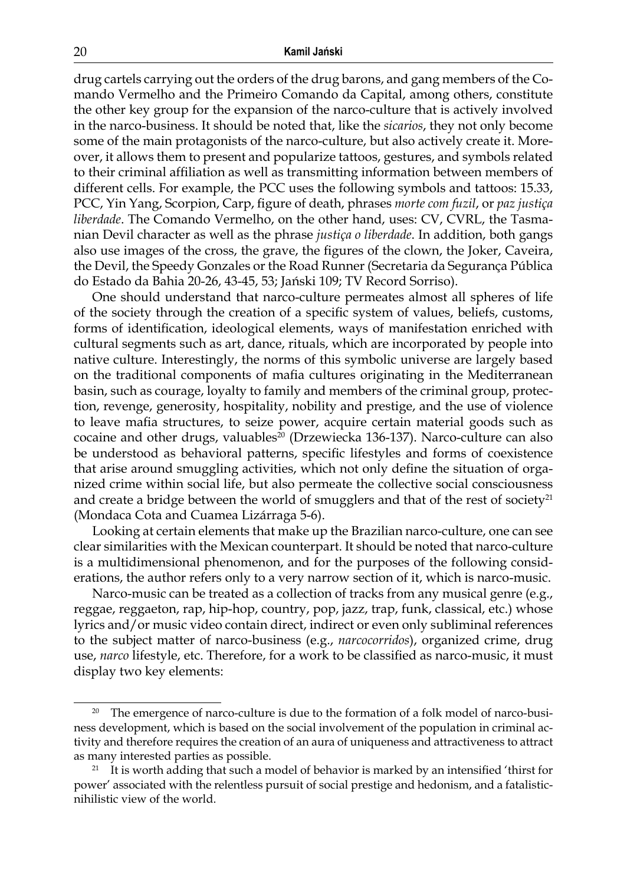drug cartels carrying out the orders of the drug barons, and gang members of the Comando Vermelho and the Primeiro Comando da Capital, among others, constitute the other key group for the expansion of the narco-culture that is actively involved in the narco-business. It should be noted that, like the *sicarios*, they not only become some of the main protagonists of the narco-culture, but also actively create it. Moreover, it allows them to present and popularize tattoos, gestures, and symbols related to their criminal affiliation as well as transmitting information between members of different cells. For example, the PCC uses the following symbols and tattoos: 15.33, PCC, Yin Yang, Scorpion, Carp, figure of death, phrases *morte com fuzil*, or *paz justiça liberdade*. The Comando Vermelho, on the other hand, uses: CV, CVRL, the Tasmanian Devil character as well as the phrase *justiça o liberdade*. In addition, both gangs also use images of the cross, the grave, the figures of the clown, the Joker, Caveira, the Devil, the Speedy Gonzales or the Road Runner (Secretaria da Segurança Pública do Estado da Bahia 20-26, 43-45, 53; Jański 109; TV Record Sorriso).

One should understand that narco-culture permeates almost all spheres of life of the society through the creation of a specific system of values, beliefs, customs, forms of identification, ideological elements, ways of manifestation enriched with cultural segments such as art, dance, rituals, which are incorporated by people into native culture. Interestingly, the norms of this symbolic universe are largely based on the traditional components of mafia cultures originating in the Mediterranean basin, such as courage, loyalty to family and members of the criminal group, protection, revenge, generosity, hospitality, nobility and prestige, and the use of violence to leave mafia structures, to seize power, acquire certain material goods such as cocaine and other drugs, valuables[20] (Drzewiecka 136-137). Narco-culture can also be understood as behavioral patterns, specific lifestyles and forms of coexistence that arise around smuggling activities, which not only define the situation of organized crime within social life, but also permeate the collective social consciousness and create a bridge between the world of smugglers and that of the rest of society[21] (Mondaca Cota and Cuamea Lizárraga 5-6).

Looking at certain elements that make up the Brazilian narco-culture, one can see clear similarities with the Mexican counterpart. It should be noted that narco-culture is a multidimensional phenomenon, and for the purposes of the following considerations, the author refers only to a very narrow section of it, which is narco-music.

Narco-music can be treated as a collection of tracks from any musical genre (e.g., reggae, reggaeton, rap, hip-hop, country, pop, jazz, trap, funk, classical, etc.) whose lyrics and/or music video contain direct, indirect or even only subliminal references to the subject matter of narco-business (e.g., *narcocorridos*), organized crime, drug use, *narco* lifestyle, etc. Therefore, for a work to be classified as narco-music, it must display two key elements:

---

[20] The emergence of narco-culture is due to the formation of a folk model of narco-business development, which is based on the social involvement of the population in criminal activity and therefore requires the creation of an aura of uniqueness and attractiveness to attract as many interested parties as possible.

[21] It is worth adding that such a model of behavior is marked by an intensified 'thirst for power' associated with the relentless pursuit of social prestige and hedonism, and a fatalistic-nihilistic view of the world.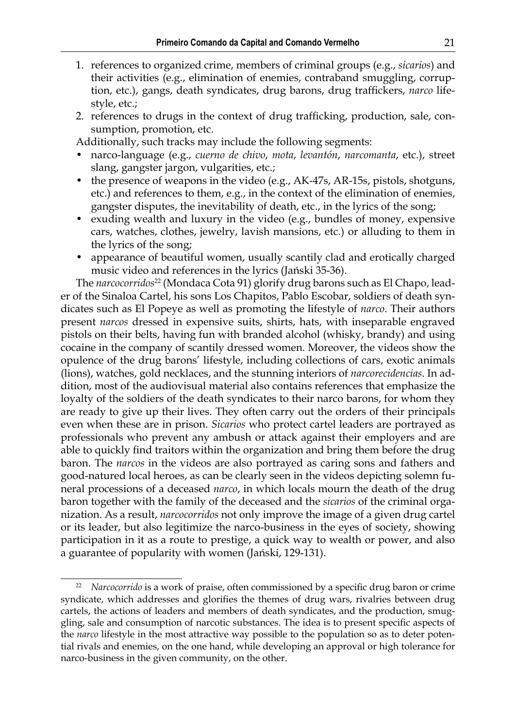1. references to organized crime, members of criminal groups (e.g., *sicarios*) and their activities (e.g., elimination of enemies, contraband smuggling, corruption, etc.), gangs, death syndicates, drug barons, drug traffickers, *narco* lifestyle, etc.;
2. references to drugs in the context of drug trafficking, production, sale, consumption, promotion, etc.

Additionally, such tracks may include the following segments:

- narco-language (e.g., *cuerno de chivo*, *mota*, *levantón*, *narcomanta*, etc.), street slang, gangster jargon, vulgarities, etc.;
- the presence of weapons in the video (e.g., AK-47s, AR-15s, pistols, shotguns, etc.) and references to them, e.g., in the context of the elimination of enemies, gangster disputes, the inevitability of death, etc., in the lyrics of the song;
- exuding wealth and luxury in the video (e.g., bundles of money, expensive cars, watches, clothes, jewelry, lavish mansions, etc.) or alluding to them in the lyrics of the song;
- appearance of beautiful women, usually scantily clad and erotically charged music video and references in the lyrics (Jański 35-36).

The *narcocorridos*[22] (Mondaca Cota 91) glorify drug barons such as El Chapo, leader of the Sinaloa Cartel, his sons Los Chapitos, Pablo Escobar, soldiers of death syndicates such as El Popeye as well as promoting the lifestyle of *narco*. Their authors present *narcos* dressed in expensive suits, shirts, hats, with inseparable engraved pistols on their belts, having fun with branded alcohol (whisky, brandy) and using cocaine in the company of scantily dressed women. Moreover, the videos show the opulence of the drug barons' lifestyle, including collections of cars, exotic animals (lions), watches, gold necklaces, and the stunning interiors of *narcorecidencias*. In addition, most of the audiovisual material also contains references that emphasize the loyalty of the soldiers of the death syndicates to their narco barons, for whom they are ready to give up their lives. They often carry out the orders of their principals even when these are in prison. *Sicarios* who protect cartel leaders are portrayed as professionals who prevent any ambush or attack against their employers and are able to quickly find traitors within the organization and bring them before the drug baron. The *narcos* in the videos are also portrayed as caring sons and fathers and good-natured local heroes, as can be clearly seen in the videos depicting solemn funeral processions of a deceased *narco*, in which locals mourn the death of the drug baron together with the family of the deceased and the *sicarios* of the criminal organization. As a result, *narcocorridos* not only improve the image of a given drug cartel or its leader, but also legitimize the narco-business in the eyes of society, showing participation in it as a route to prestige, a quick way to wealth or power, and also a guarantee of popularity with women (Jański, 129-131).

[22] *Narcocorrido* is a work of praise, often commissioned by a specific drug baron or crime syndicate, which addresses and glorifies the themes of drug wars, rivalries between drug cartels, the actions of leaders and members of death syndicates, and the production, smuggling, sale and consumption of narcotic substances. The idea is to present specific aspects of the *narco* lifestyle in the most attractive way possible to the population so as to deter potential rivals and enemies, on the one hand, while developing an approval or high tolerance for narco-business in the given community, on the other.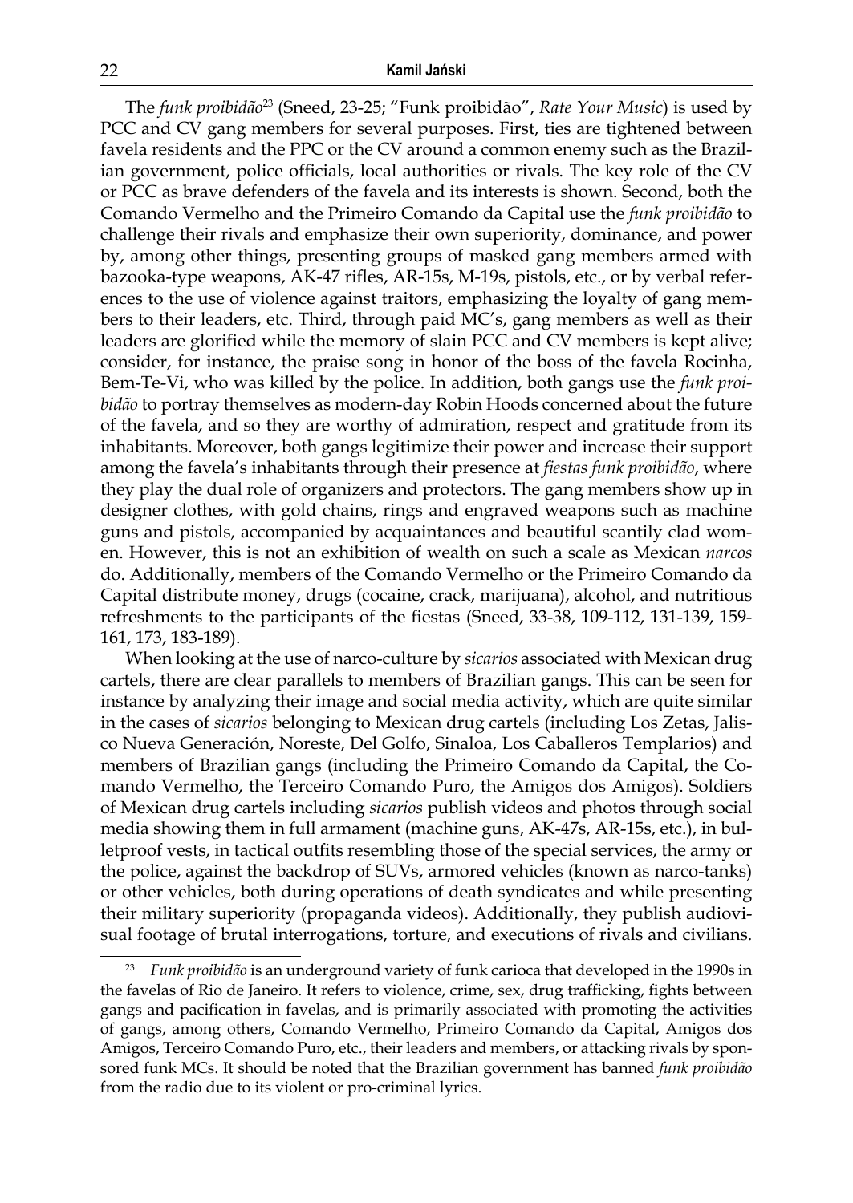The *funk proibidão*[23] (Sneed, 23-25; "Funk proibidão", *Rate Your Music*) is used by PCC and CV gang members for several purposes. First, ties are tightened between favela residents and the PPC or the CV around a common enemy such as the Brazilian government, police officials, local authorities or rivals. The key role of the CV or PCC as brave defenders of the favela and its interests is shown. Second, both the Comando Vermelho and the Primeiro Comando da Capital use the *funk proibidão* to challenge their rivals and emphasize their own superiority, dominance, and power by, among other things, presenting groups of masked gang members armed with bazooka-type weapons, AK-47 rifles, AR-15s, M-19s, pistols, etc., or by verbal references to the use of violence against traitors, emphasizing the loyalty of gang members to their leaders, etc. Third, through paid MC's, gang members as well as their leaders are glorified while the memory of slain PCC and CV members is kept alive; consider, for instance, the praise song in honor of the boss of the favela Rocinha, Bem-Te-Vi, who was killed by the police. In addition, both gangs use the *funk proibidão* to portray themselves as modern-day Robin Hoods concerned about the future of the favela, and so they are worthy of admiration, respect and gratitude from its inhabitants. Moreover, both gangs legitimize their power and increase their support among the favela's inhabitants through their presence at *fiestas funk proibidão*, where they play the dual role of organizers and protectors. The gang members show up in designer clothes, with gold chains, rings and engraved weapons such as machine guns and pistols, accompanied by acquaintances and beautiful scantily clad women. However, this is not an exhibition of wealth on such a scale as Mexican *narcos* do. Additionally, members of the Comando Vermelho or the Primeiro Comando da Capital distribute money, drugs (cocaine, crack, marijuana), alcohol, and nutritious refreshments to the participants of the fiestas (Sneed, 33-38, 109-112, 131-139, 159-161, 173, 183-189).

When looking at the use of narco-culture by *sicarios* associated with Mexican drug cartels, there are clear parallels to members of Brazilian gangs. This can be seen for instance by analyzing their image and social media activity, which are quite similar in the cases of *sicarios* belonging to Mexican drug cartels (including Los Zetas, Jalisco Nueva Generación, Noreste, Del Golfo, Sinaloa, Los Caballeros Templarios) and members of Brazilian gangs (including the Primeiro Comando da Capital, the Comando Vermelho, the Terceiro Comando Puro, the Amigos dos Amigos). Soldiers of Mexican drug cartels including *sicarios* publish videos and photos through social media showing them in full armament (machine guns, AK-47s, AR-15s, etc.), in bulletproof vests, in tactical outfits resembling those of the special services, the army or the police, against the backdrop of SUVs, armored vehicles (known as narco-tanks) or other vehicles, both during operations of death syndicates and while presenting their military superiority (propaganda videos). Additionally, they publish audiovisual footage of brutal interrogations, torture, and executions of rivals and civilians.

[23] *Funk proibidão* is an underground variety of funk carioca that developed in the 1990s in the favelas of Rio de Janeiro. It refers to violence, crime, sex, drug trafficking, fights between gangs and pacification in favelas, and is primarily associated with promoting the activities of gangs, among others, Comando Vermelho, Primeiro Comando da Capital, Amigos dos Amigos, Terceiro Comando Puro, etc., their leaders and members, or attacking rivals by sponsored funk MCs. It should be noted that the Brazilian government has banned *funk proibidão* from the radio due to its violent or pro-criminal lyrics.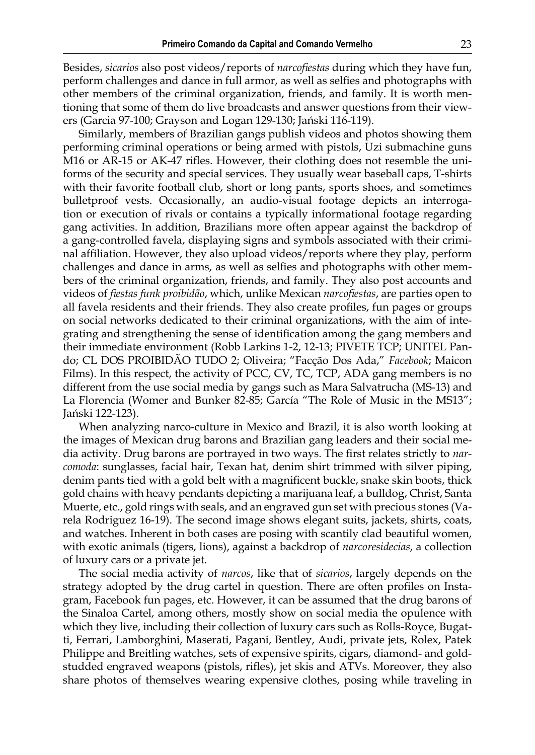Besides, *sicarios* also post videos/reports of *narcofiestas* during which they have fun, perform challenges and dance in full armor, as well as selfies and photographs with other members of the criminal organization, friends, and family. It is worth mentioning that some of them do live broadcasts and answer questions from their viewers (Garcia 97-100; Grayson and Logan 129-130; Jański 116-119).

Similarly, members of Brazilian gangs publish videos and photos showing them performing criminal operations or being armed with pistols, Uzi submachine guns M16 or AR-15 or AK-47 rifles. However, their clothing does not resemble the uniforms of the security and special services. They usually wear baseball caps, T-shirts with their favorite football club, short or long pants, sports shoes, and sometimes bulletproof vests. Occasionally, an audio-visual footage depicts an interrogation or execution of rivals or contains a typically informational footage regarding gang activities. In addition, Brazilians more often appear against the backdrop of a gang-controlled favela, displaying signs and symbols associated with their criminal affiliation. However, they also upload videos/reports where they play, perform challenges and dance in arms, as well as selfies and photographs with other members of the criminal organization, friends, and family. They also post accounts and videos of *fiestas funk proibidão*, which, unlike Mexican *narcofiestas*, are parties open to all favela residents and their friends. They also create profiles, fun pages or groups on social networks dedicated to their criminal organizations, with the aim of integrating and strengthening the sense of identification among the gang members and their immediate environment (Robb Larkins 1-2, 12-13; PIVETE TCP; UNITEL Pando; CL DOS PROIBIDÃO TUDO 2; Oliveira; "Facção Dos Ada," *Facebook*; Maicon Films). In this respect, the activity of PCC, CV, TC, TCP, ADA gang members is no different from the use social media by gangs such as Mara Salvatrucha (MS-13) and La Florencia (Womer and Bunker 82-85; García "The Role of Music in the MS13"; Jański 122-123).

When analyzing narco-culture in Mexico and Brazil, it is also worth looking at the images of Mexican drug barons and Brazilian gang leaders and their social media activity. Drug barons are portrayed in two ways. The first relates strictly to *narcomoda*: sunglasses, facial hair, Texan hat, denim shirt trimmed with silver piping, denim pants tied with a gold belt with a magnificent buckle, snake skin boots, thick gold chains with heavy pendants depicting a marijuana leaf, a bulldog, Christ, Santa Muerte, etc., gold rings with seals, and an engraved gun set with precious stones (Varela Rodriguez 16-19). The second image shows elegant suits, jackets, shirts, coats, and watches. Inherent in both cases are posing with scantily clad beautiful women, with exotic animals (tigers, lions), against a backdrop of *narcoresidecias*, a collection of luxury cars or a private jet.

The social media activity of *narcos*, like that of *sicarios*, largely depends on the strategy adopted by the drug cartel in question. There are often profiles on Instagram, Facebook fun pages, etc. However, it can be assumed that the drug barons of the Sinaloa Cartel, among others, mostly show on social media the opulence with which they live, including their collection of luxury cars such as Rolls-Royce, Bugatti, Ferrari, Lamborghini, Maserati, Pagani, Bentley, Audi, private jets, Rolex, Patek Philippe and Breitling watches, sets of expensive spirits, cigars, diamond- and gold-studded engraved weapons (pistols, rifles), jet skis and ATVs. Moreover, they also share photos of themselves wearing expensive clothes, posing while traveling in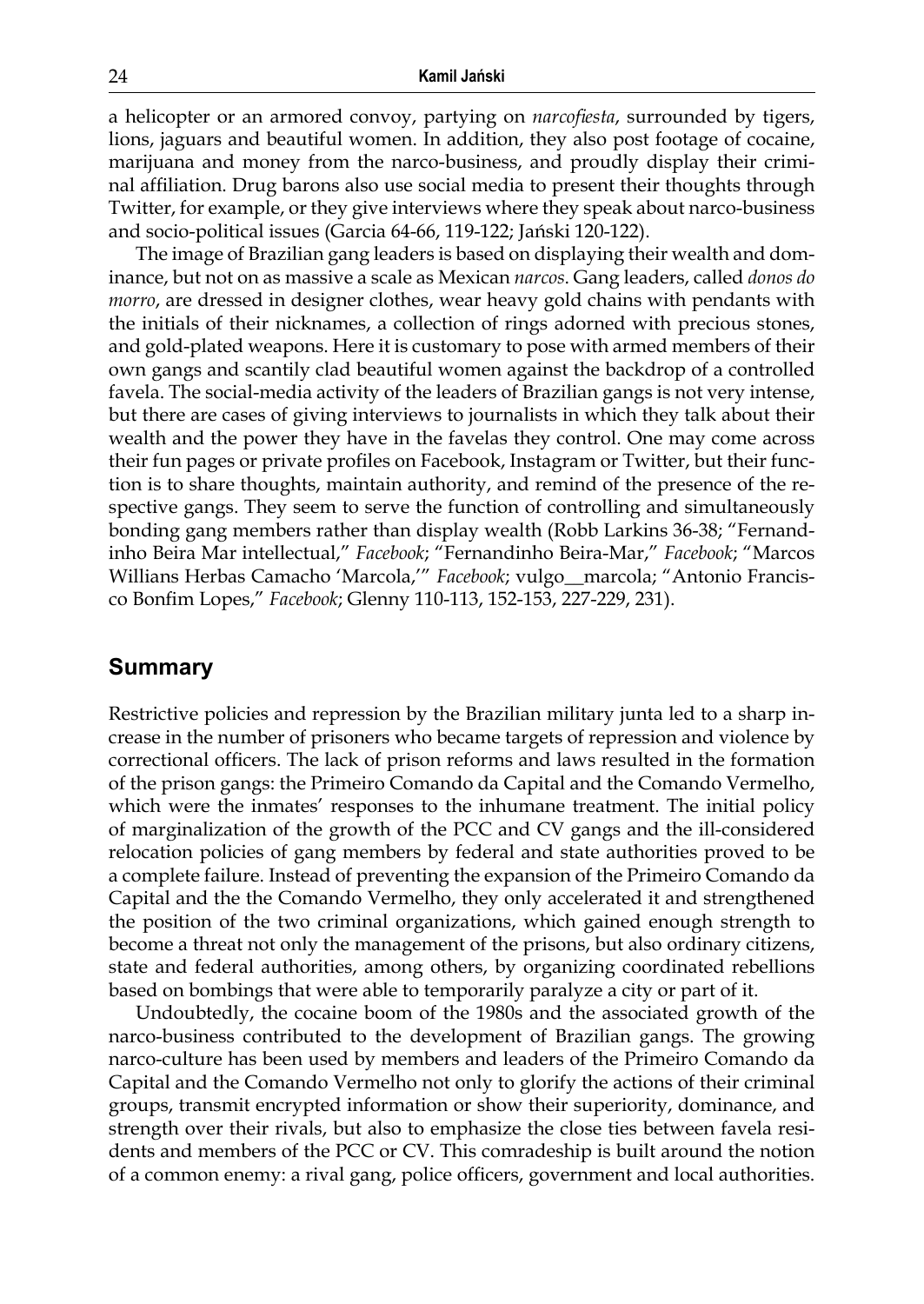a helicopter or an armored convoy, partying on *narcofiesta*, surrounded by tigers, lions, jaguars and beautiful women. In addition, they also post footage of cocaine, marijuana and money from the narco-business, and proudly display their criminal affiliation. Drug barons also use social media to present their thoughts through Twitter, for example, or they give interviews where they speak about narco-business and socio-political issues (Garcia 64-66, 119-122; Jański 120-122).

The image of Brazilian gang leaders is based on displaying their wealth and dominance, but not on as massive a scale as Mexican *narcos*. Gang leaders, called *donos do morro*, are dressed in designer clothes, wear heavy gold chains with pendants with the initials of their nicknames, a collection of rings adorned with precious stones, and gold-plated weapons. Here it is customary to pose with armed members of their own gangs and scantily clad beautiful women against the backdrop of a controlled favela. The social-media activity of the leaders of Brazilian gangs is not very intense, but there are cases of giving interviews to journalists in which they talk about their wealth and the power they have in the favelas they control. One may come across their fun pages or private profiles on Facebook, Instagram or Twitter, but their function is to share thoughts, maintain authority, and remind of the presence of the respective gangs. They seem to serve the function of controlling and simultaneously bonding gang members rather than display wealth (Robb Larkins 36-38; "Fernandinho Beira Mar intellectual," *Facebook*; "Fernandinho Beira-Mar," *Facebook*; "Marcos Willians Herbas Camacho 'Marcola,'" *Facebook*; vulgo__marcola; "Antonio Francisco Bonfim Lopes," *Facebook*; Glenny 110-113, 152-153, 227-229, 231).

## Summary

Restrictive policies and repression by the Brazilian military junta led to a sharp increase in the number of prisoners who became targets of repression and violence by correctional officers. The lack of prison reforms and laws resulted in the formation of the prison gangs: the Primeiro Comando da Capital and the Comando Vermelho, which were the inmates' responses to the inhumane treatment. The initial policy of marginalization of the growth of the PCC and CV gangs and the ill-considered relocation policies of gang members by federal and state authorities proved to be a complete failure. Instead of preventing the expansion of the Primeiro Comando da Capital and the the Comando Vermelho, they only accelerated it and strengthened the position of the two criminal organizations, which gained enough strength to become a threat not only the management of the prisons, but also ordinary citizens, state and federal authorities, among others, by organizing coordinated rebellions based on bombings that were able to temporarily paralyze a city or part of it.

Undoubtedly, the cocaine boom of the 1980s and the associated growth of the narco-business contributed to the development of Brazilian gangs. The growing narco-culture has been used by members and leaders of the Primeiro Comando da Capital and the Comando Vermelho not only to glorify the actions of their criminal groups, transmit encrypted information or show their superiority, dominance, and strength over their rivals, but also to emphasize the close ties between favela residents and members of the PCC or CV. This comradeship is built around the notion of a common enemy: a rival gang, police officers, government and local authorities.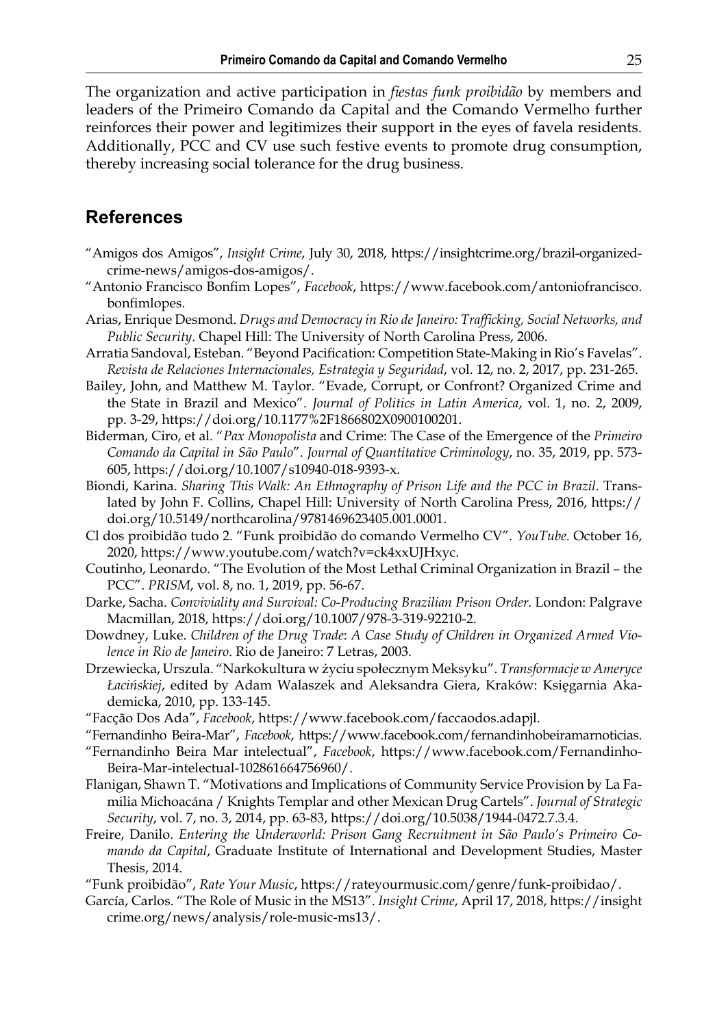The organization and active participation in *fiestas funk proibidão* by members and leaders of the Primeiro Comando da Capital and the Comando Vermelho further reinforces their power and legitimizes their support in the eyes of favela residents. Additionally, PCC and CV use such festive events to promote drug consumption, thereby increasing social tolerance for the drug business.

## References

"Amigos dos Amigos", *Insight Crime*, July 30, 2018, https://insightcrime.org/brazil-organized-crime-news/amigos-dos-amigos/.

"Antonio Francisco Bonfim Lopes", *Facebook*, https://www.facebook.com/antoniofrancisco.bonfimlopes.

Arias, Enrique Desmond. *Drugs and Democracy in Rio de Janeiro: Trafficking, Social Networks, and Public Security*. Chapel Hill: The University of North Carolina Press, 2006.

Arratia Sandoval, Esteban. "Beyond Pacification: Competition State-Making in Rio's Favelas". *Revista de Relaciones Internacionales, Estrategia y Seguridad*, vol. 12, no. 2, 2017, pp. 231-265.

Bailey, John, and Matthew M. Taylor. "Evade, Corrupt, or Confront? Organized Crime and the State in Brazil and Mexico". *Journal of Politics in Latin America*, vol. 1, no. 2, 2009, pp. 3-29, https://doi.org/10.1177%2F1866802X0900100201.

Biderman, Ciro, et al. "*Pax Monopolista* and Crime: The Case of the Emergence of the *Primeiro Comando da Capital in São Paulo*". *Journal of Quantitative Criminology*, no. 35, 2019, pp. 573-605, https://doi.org/10.1007/s10940-018-9393-x.

Biondi, Karina. *Sharing This Walk: An Ethnography of Prison Life and the PCC in Brazil*. Translated by John F. Collins, Chapel Hill: University of North Carolina Press, 2016, https://doi.org/10.5149/northcarolina/9781469623405.001.0001.

Cl dos proibidão tudo 2. "Funk proibidão do comando Vermelho CV". *YouTube*. October 16, 2020, https://www.youtube.com/watch?v=ck4xxUJHxyc.

Coutinho, Leonardo. "The Evolution of the Most Lethal Criminal Organization in Brazil – the PCC". *PRISM*, vol. 8, no. 1, 2019, pp. 56-67.

Darke, Sacha. *Conviviality and Survival: Co-Producing Brazilian Prison Order*. London: Palgrave Macmillan, 2018, https://doi.org/10.1007/978-3-319-92210-2.

Dowdney, Luke. *Children of the Drug Trade*: *A Case Study of Children in Organized Armed Violence in Rio de Janeiro*. Rio de Janeiro: 7 Letras, 2003.

Drzewiecka, Urszula. "Narkokultura w życiu społecznym Meksyku". *Transformacje w Ameryce Łacińskiej*, edited by Adam Walaszek and Aleksandra Giera, Kraków: Księgarnia Akademicka, 2010, pp. 133-145.

"Facção Dos Ada", *Facebook*, https://www.facebook.com/faccaodos.adapjl.

"Fernandinho Beira-Mar", *Facebook*, https://www.facebook.com/fernandinhobeiramarnoticias.

"Fernandinho Beira Mar intelectual", *Facebook*, https://www.facebook.com/Fernandinho-Beira-Mar-intelectual-102861664756960/.

Flanigan, Shawn T. "Motivations and Implications of Community Service Provision by La Familia Michoacána / Knights Templar and other Mexican Drug Cartels". *Journal of Strategic Security*, vol. 7, no. 3, 2014, pp. 63-83, https://doi.org/10.5038/1944-0472.7.3.4.

Freire, Danilo. *Entering the Underworld: Prison Gang Recruitment in São Paulo's Primeiro Comando da Capital*, Graduate Institute of International and Development Studies, Master Thesis, 2014.

"Funk proibidão", *Rate Your Music*, https://rateyourmusic.com/genre/funk-proibidao/.

García, Carlos. "The Role of Music in the MS13". *Insight Crime*, April 17, 2018, https://insightcrime.org/news/analysis/role-music-ms13/.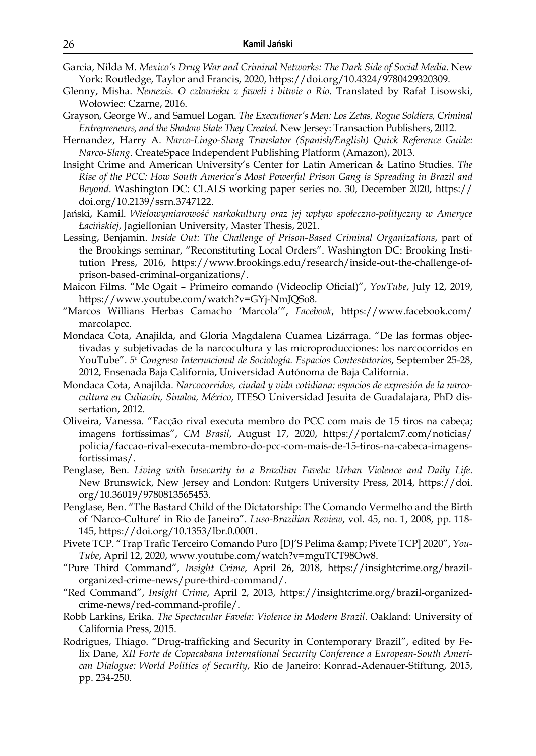Garcia, Nilda M. *Mexico's Drug War and Criminal Networks: The Dark Side of Social Media*. New York: Routledge, Taylor and Francis, 2020, https://doi.org/10.4324/9780429320309.

Glenny, Misha. *Nemezis. O człowieku z faweli i bitwie o Rio*. Translated by Rafał Lisowski, Wołowiec: Czarne, 2016.

Grayson, George W., and Samuel Logan. *The Executioner's Men: Los Zetas, Rogue Soldiers, Criminal Entrepreneurs, and the Shadow State They Created*. New Jersey: Transaction Publishers, 2012.

Hernandez, Harry A. *Narco-Lingo-Slang Translator (Spanish/English) Quick Reference Guide: Narco-Slang*. CreateSpace Independent Publishing Platform (Amazon), 2013.

Insight Crime and American University's Center for Latin American & Latino Studies. *The Rise of the PCC: How South America's Most Powerful Prison Gang is Spreading in Brazil and Beyond*. Washington DC: CLALS working paper series no. 30, December 2020, https://doi.org/10.2139/ssrn.3747122.

Jański, Kamil. *Wielowymiarowość narkokultury oraz jej wpływ społeczno-polityczny w Ameryce Łacińskiej*, Jagiellonian University, Master Thesis, 2021.

Lessing, Benjamin. *Inside Out: The Challenge of Prison-Based Criminal Organizations*, part of the Brookings seminar, "Reconstituting Local Orders". Washington DC: Brooking Institution Press, 2016, https://www.brookings.edu/research/inside-out-the-challenge-of-prison-based-criminal-organizations/.

Maicon Films. "Mc Ogait – Primeiro comando (Videoclip Oficial)", *YouTube*, July 12, 2019, https://www.youtube.com/watch?v=GYj-NmJQSo8.

"Marcos Willians Herbas Camacho 'Marcola'", *Facebook*, https://www.facebook.com/marcolapcc.

Mondaca Cota, Anajilda, and Gloria Magdalena Cuamea Lizárraga. "De las formas objectivadas y subjetivadas de la narcocultura y las microproducciones: los narcocorridos en YouTube". *5º Congreso Internacional de Sociología. Espacios Contestatorios*, September 25-28, 2012, Ensenada Baja California, Universidad Autónoma de Baja California.

Mondaca Cota, Anajilda. *Narcocorridos, ciudad y vida cotidiana: espacios de expresión de la narcocultura en Culiacán, Sinaloa, México*, ITESO Universidad Jesuita de Guadalajara, PhD dissertation, 2012.

Oliveira, Vanessa. "Facção rival executa membro do PCC com mais de 15 tiros na cabeça; imagens fortíssimas", *CM Brasil*, August 17, 2020, https://portalcm7.com/noticias/policia/faccao-rival-executa-membro-do-pcc-com-mais-de-15-tiros-na-cabeca-imagens-fortissimas/.

Penglase, Ben. *Living with Insecurity in a Brazilian Favela: Urban Violence and Daily Life*. New Brunswick, New Jersey and London: Rutgers University Press, 2014, https://doi.org/10.36019/9780813565453.

Penglase, Ben. "The Bastard Child of the Dictatorship: The Comando Vermelho and the Birth of 'Narco-Culture' in Rio de Janeiro". *Luso-Brazilian Review*, vol. 45, no. 1, 2008, pp. 118-145, https://doi.org/10.1353/lbr.0.0001.

Pivete TCP. "Trap Trafic Terceiro Comando Puro [DJ'S Pelima &amp; Pivete TCP] 2020", *YouTube*, April 12, 2020, www.youtube.com/watch?v=mguTCT98Ow8.

"Pure Third Command", *Insight Crime*, April 26, 2018, https://insightcrime.org/brazil-organized-crime-news/pure-third-command/.

"Red Command", *Insight Crime*, April 2, 2013, https://insightcrime.org/brazil-organized-crime-news/red-command-profile/.

Robb Larkins, Erika. *The Spectacular Favela: Violence in Modern Brazil*. Oakland: University of California Press, 2015.

Rodrigues, Thiago. "Drug-trafficking and Security in Contemporary Brazil", edited by Felix Dane, *XII Forte de Copacabana International Security Conference a European-South American Dialogue: World Politics of Security*, Rio de Janeiro: Konrad-Adenauer-Stiftung, 2015, pp. 234-250.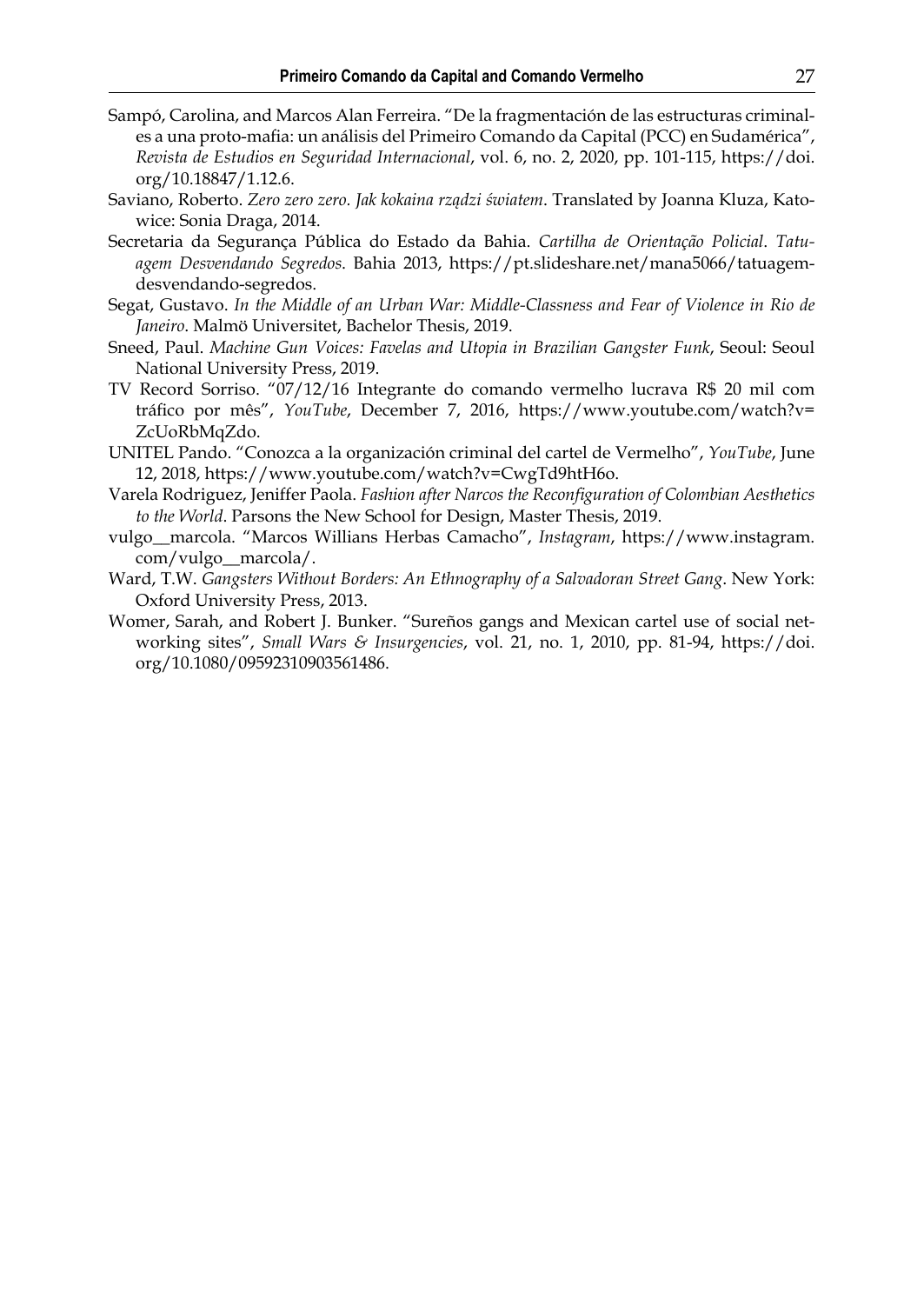Sampó, Carolina, and Marcos Alan Ferreira. "De la fragmentación de las estructuras criminales a una proto-mafia: un análisis del Primeiro Comando da Capital (PCC) en Sudamérica", *Revista de Estudios en Seguridad Internacional*, vol. 6, no. 2, 2020, pp. 101-115, https://doi.org/10.18847/1.12.6.

Saviano, Roberto. *Zero zero zero. Jak kokaina rządzi światem*. Translated by Joanna Kluza, Katowice: Sonia Draga, 2014.

Secretaria da Segurança Pública do Estado da Bahia. *Cartilha de Orientação Policial*. *Tatuagem Desvendando Segredos*. Bahia 2013, https://pt.slideshare.net/mana5066/tatuagem-desvendando-segredos.

Segat, Gustavo. *In the Middle of an Urban War: Middle-Classness and Fear of Violence in Rio de Janeiro*. Malmö Universitet, Bachelor Thesis, 2019.

Sneed, Paul. *Machine Gun Voices: Favelas and Utopia in Brazilian Gangster Funk*, Seoul: Seoul National University Press, 2019.

TV Record Sorriso. "07/12/16 Integrante do comando vermelho lucrava R$ 20 mil com tráfico por mês", *YouTube*, December 7, 2016, https://www.youtube.com/watch?v=ZcUoRbMqZdo.

UNITEL Pando. "Conozca a la organización criminal del cartel de Vermelho", *YouTube*, June 12, 2018, https://www.youtube.com/watch?v=CwgTd9htH6o.

Varela Rodriguez, Jeniffer Paola. *Fashion after Narcos the Reconfiguration of Colombian Aesthetics to the World*. Parsons the New School for Design, Master Thesis, 2019.

vulgo__marcola. "Marcos Willians Herbas Camacho", *Instagram*, https://www.instagram.com/vulgo__marcola/.

Ward, T.W. *Gangsters Without Borders: An Ethnography of a Salvadoran Street Gang*. New York: Oxford University Press, 2013.

Womer, Sarah, and Robert J. Bunker. "Sureños gangs and Mexican cartel use of social networking sites", *Small Wars & Insurgencies*, vol. 21, no. 1, 2010, pp. 81-94, https://doi.org/10.1080/09592310903561486.